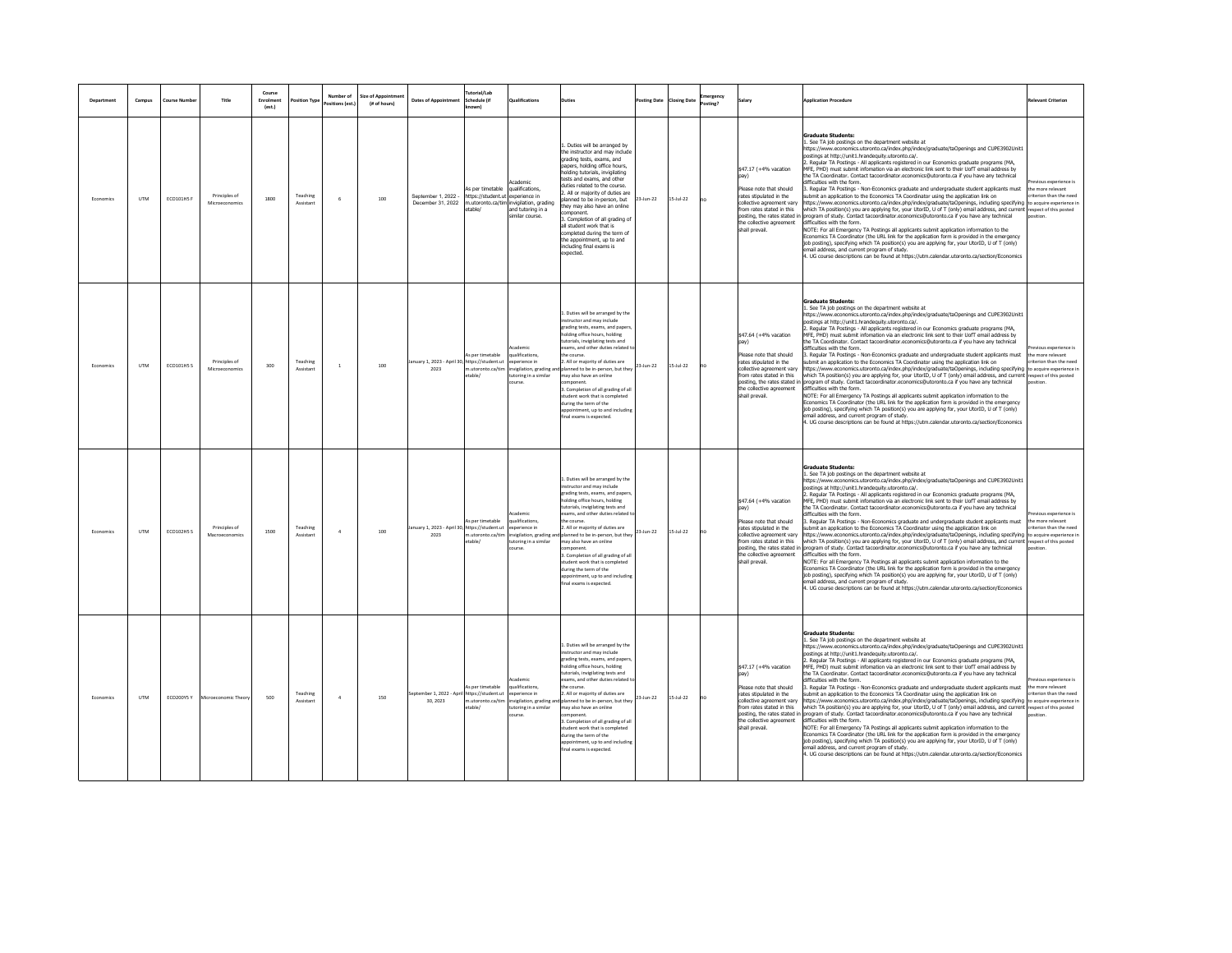| Department | Campus | Course Number | Title | Course Enrolment (est.) | Position Type | Number of Positions (est.) | Size of Appointment (# of hours) | Dates of Appointment | Tutorial/Lab Schedule (if known) | Qualifications | Duties | Posting Date | Closing Date | Emergency Posting? | Salary | Application Procedure | Relevant Criterion |
|---|---|---|---|---|---|---|---|---|---|---|---|---|---|---|---|---|---|
| Economics | UTM | ECO101H5 F | Principles of Microeconomics | 1800 | Teaching Assistant | 6 | 100 | September 1, 2022 - December 31, 2022 | As per timetable https://student.utm.utoronto.ca/timetable/ | Academic qualifications, experience in invigilation, grading and tutoring in a similar course. | 1. Duties will be arranged by the instructor and may include grading tests, exams, and papers, holding office hours, holding tutorials, invigilating tests and exams, and other duties related to the course. 2. All or majority of duties are planned to be in-person, but they may also have an online component. 3. Completion of all grading of all student work that is completed during the term of the appointment, up to and including final exams is expected. | 23-Jun-22 | 15-Jul-22 | no | $47.17 (+4% vacation pay) Please note that should rates stipulated in the collective agreement vary from rates stated in this posting, the rates stated in the collective agreement shall prevail. | **Graduate Students:** 1. See TA job postings on the department website at https://www.economics.utoronto.ca/index.php/index/graduate/taOpenings and CUPE3902Unit1 postings at http://unit1.hrandequity.utoronto.ca/. 2. Regular TA Postings - All applicants registered in our Economics graduate programs (MA, MFE, PHD) must submit infomation via an electronic link sent to their UofT email address by the TA Coordinator. Contact tacoordinator.economics@utoronto.ca if you have any technical difficulties with the form. 3. Regular TA Postings - Non-Economics graduate and undergraduate student applicants must submit an application to the Economics TA Coordinator using the application link on https://www.economics.utoronto.ca/index.php/index/graduate/taOpenings, including specifying which TA position(s) you are applying for, your UtorID, U of T (only) email address, and current program of study. Contact tacoordinator.economics@utoronto.ca if you have any technical difficulties with the form. NOTE: For all Emergency TA Postings all applicants submit application information to the Economics TA Coordinator (the URL link for the application form is provided in the emergency job posting), specifying which TA position(s) you are applying for, your UtorID, U of T (only) email address, and current program of study. 4. UG course descriptions can be found at https://utm.calendar.utoronto.ca/section/Economics | Previous experience is the more relevant criterion than the need to acquire experience in respect of this posted position. |
| Economics | UTM | ECO101H5 S | Principles of Microeconomics | 300 | Teaching Assistant | 1 | 100 | January 1, 2023 - April 30, 2023 | As per timetable https://student.utm.utoronto.ca/timetable/ | Academic qualifications, experience in invigilation, grading and tutoring in a similar course. | 1. Duties will be arranged by the instructor and may include grading tests, exams, and papers, holding office hours, holding tutorials, invigilating tests and exams, and other duties related to the course. 2. All or majority of duties are planned to be in-person, but they may also have an online component. 3. Completion of all grading of all student work that is completed during the term of the appointment, up to and including final exams is expected. | 23-Jun-22 | 15-Jul-22 | no | $47.64 (+4% vacation pay) Please note that should rates stipulated in the collective agreement vary from rates stated in this posting, the rates stated in the collective agreement shall prevail. | **Graduate Students:** 1. See TA job postings on the department website at https://www.economics.utoronto.ca/index.php/index/graduate/taOpenings and CUPE3902Unit1 postings at http://unit1.hrandequity.utoronto.ca/. 2. Regular TA Postings - All applicants registered in our Economics graduate programs (MA, MFE, PHD) must submit infomation via an electronic link sent to their UofT email address by the TA Coordinator. Contact tacoordinator.economics@utoronto.ca if you have any technical difficulties with the form. 3. Regular TA Postings - Non-Economics graduate and undergraduate student applicants must submit an application to the Economics TA Coordinator using the application link on https://www.economics.utoronto.ca/index.php/index/graduate/taOpenings, including specifying which TA position(s) you are applying for, your UtorID, U of T (only) email address, and current program of study. Contact tacoordinator.economics@utoronto.ca if you have any technical difficulties with the form. NOTE: For all Emergency TA Postings all applicants submit application information to the Economics TA Coordinator (the URL link for the application form is provided in the emergency job posting), specifying which TA position(s) you are applying for, your UtorID, U of T (only) email address, and current program of study. 4. UG course descriptions can be found at https://utm.calendar.utoronto.ca/section/Economics | Previous experience is the more relevant criterion than the need to acquire experience in respect of this posted position. |
| Economics | UTM | ECO102H5 S | Principles of Macroeconomics | 1500 | Teaching Assistant | 4 | 100 | January 1, 2023 - April 30, 2023 | As per timetable https://student.utm.utoronto.ca/timetable/ | Academic qualifications, experience in invigilation, grading and tutoring in a similar course. | 1. Duties will be arranged by the instructor and may include grading tests, exams, and papers, holding office hours, holding tutorials, invigilating tests and exams, and other duties related to the course. 2. All or majority of duties are planned to be in-person, but they may also have an online component. 3. Completion of all grading of all student work that is completed during the term of the appointment, up to and including final exams is expected. | 23-Jun-22 | 15-Jul-22 | no | $47.64 (+4% vacation pay) Please note that should rates stipulated in the collective agreement vary from rates stated in this posting, the rates stated in the collective agreement shall prevail. | **Graduate Students:** 1. See TA job postings on the department website at https://www.economics.utoronto.ca/index.php/index/graduate/taOpenings and CUPE3902Unit1 postings at http://unit1.hrandequity.utoronto.ca/. 2. Regular TA Postings - All applicants registered in our Economics graduate programs (MA, MFE, PHD) must submit infomation via an electronic link sent to their UofT email address by the TA Coordinator. Contact tacoordinator.economics@utoronto.ca if you have any technical difficulties with the form. 3. Regular TA Postings - Non-Economics graduate and undergraduate student applicants must submit an application to the Economics TA Coordinator using the application link on https://www.economics.utoronto.ca/index.php/index/graduate/taOpenings, including specifying which TA position(s) you are applying for, your UtorID, U of T (only) email address, and current program of study. Contact tacoordinator.economics@utoronto.ca if you have any technical difficulties with the form. NOTE: For all Emergency TA Postings all applicants submit application information to the Economics TA Coordinator (the URL link for the application form is provided in the emergency job posting), specifying which TA position(s) you are applying for, your UtorID, U of T (only) email address, and current program of study. 4. UG course descriptions can be found at https://utm.calendar.utoronto.ca/section/Economics | Previous experience is the more relevant criterion than the need to acquire experience in respect of this posted position. |
| Economics | UTM | ECO200Y5 Y | Microeconomic Theory | 500 | Teaching Assistant | 4 | 150 | September 1, 2022 - April 30, 2023 | As per timetable https://student.utm.utoronto.ca/timetable/ | Academic qualifications, experience in invigilation, grading and tutoring in a similar course. | 1. Duties will be arranged by the instructor and may include grading tests, exams, and papers, holding office hours, holding tutorials, invigilating tests and exams, and other duties related to the course. 2. All or majority of duties are planned to be in-person, but they may also have an online component. 3. Completion of all grading of all student work that is completed during the term of the appointment, up to and including final exams is expected. | 23-Jun-22 | 15-Jul-22 | no | $47.17 (+4% vacation pay) Please note that should rates stipulated in the collective agreement vary from rates stated in this posting, the rates stated in the collective agreement shall prevail. | **Graduate Students:** 1. See TA job postings on the department website at https://www.economics.utoronto.ca/index.php/index/graduate/taOpenings and CUPE3902Unit1 postings at http://unit1.hrandequity.utoronto.ca/. 2. Regular TA Postings - All applicants registered in our Economics graduate programs (MA, MFE, PHD) must submit infomation via an electronic link sent to their UofT email address by the TA Coordinator. Contact tacoordinator.economics@utoronto.ca if you have any technical difficulties with the form. 3. Regular TA Postings - Non-Economics graduate and undergraduate student applicants must submit an application to the Economics TA Coordinator using the application link on https://www.economics.utoronto.ca/index.php/index/graduate/taOpenings, including specifying which TA position(s) you are applying for, your UtorID, U of T (only) email address, and current program of study. Contact tacoordinator.economics@utoronto.ca if you have any technical difficulties with the form. NOTE: For all Emergency TA Postings all applicants submit application information to the Economics TA Coordinator (the URL link for the application form is provided in the emergency job posting), specifying which TA position(s) you are applying for, your UtorID, U of T (only) email address, and current program of study. 4. UG course descriptions can be found at https://utm.calendar.utoronto.ca/section/Economics | Previous experience is the more relevant criterion than the need to acquire experience in respect of this posted position. |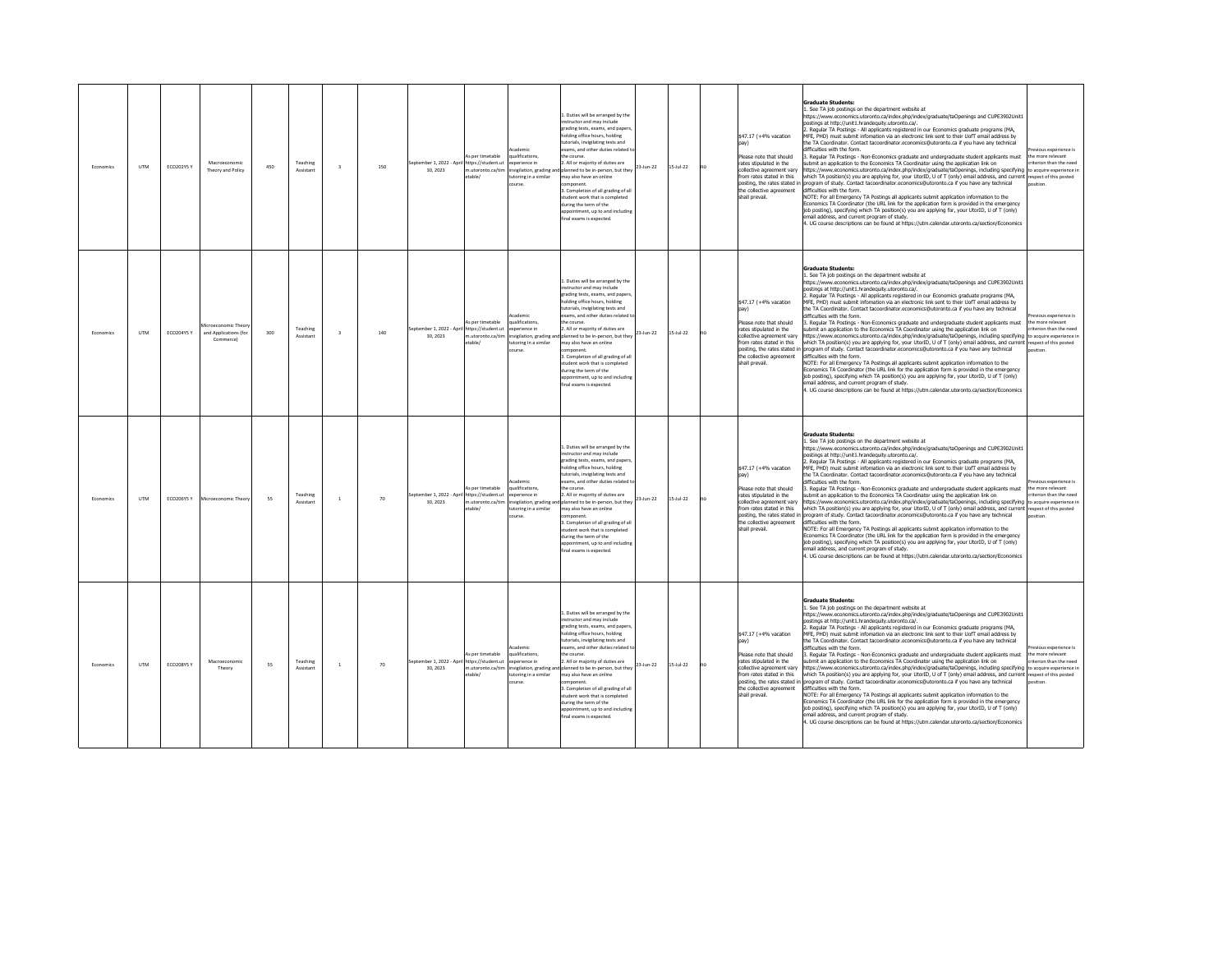| Economics | UTM | ECO202Y5 Y | Macroeconomic Theory and Policy | 450 | Teaching Assistant | 3 | 150 | September 1, 2022 - April 30, 2023 | As per timetable https://student.utm.utoronto.ca/timetable/ | Academic qualifications, experience in invigilation, grading and tutoring in a similar course. | 1. Duties will be arranged by the instructor and may include grading tests, exams, and papers, holding office hours, holding tutorials, invigilating tests and exams, and other duties related to the course.<br>2. All or majority of duties are planned to be in-person, but they may also have an online component.<br>3. Completion of all grading of all student work that is completed during the term of the appointment, up to and including final exams is expected. | 23-Jun-22 | 15-Jul-22 | no | $47.17 (+4% vacation pay)<br><br>Please note that should rates stipulated in the collective agreement vary from rates stated in this posting, the rates stated in the collective agreement shall prevail. | **Graduate Students:**<br>1. See TA job postings on the department website at https://www.economics.utoronto.ca/index.php/index/graduate/taOpenings and CUPE3902Unit1 postings at http://unit1.hrandequity.utoronto.ca/.<br>2. Regular TA Postings - All applicants registered in our Economics graduate programs (MA, MFE, PHD) must submit infomation via an electronic link sent to their UofT email address by the TA Coordinator. Contact tacoordinator.economics@utoronto.ca if you have any technical difficulties with the form.<br>3. Regular TA Postings - Non-Economics graduate and undergraduate student applicants must submit an application to the Economics TA Coordinator using the application link on https://www.economics.utoronto.ca/index.php/index/graduate/taOpenings, including specifying which TA position(s) you are applying for, your UtorID, U of T (only) email address, and current program of study. Contact tacoordinator.economics@utoronto.ca if you have any technical difficulties with the form.<br>NOTE: For all Emergency TA Postings all applicants submit application information to the Economics TA Coordinator (the URL link for the application form is provided in the emergency job posting), specifying which TA position(s) you are applying for, your UtorID, U of T (only) email address, and current program of study.<br>4. UG course descriptions can be found at https://utm.calendar.utoronto.ca/section/Economics | Previous experience is the more relevant criterion than the need to acquire experience in respect of this posted position. |
|---|---|---|---|---|---|---|---|---|---|---|---|---|---|---|---|---|---|
| Economics | UTM | ECO204Y5 Y | Microeconomic Theory and Applications (for Commerce) | 300 | Teaching Assistant | 3 | 140 | September 1, 2022 - April 30, 2023 | As per timetable https://student.utm.utoronto.ca/timetable/ | Academic qualifications, experience in invigilation, grading and tutoring in a similar course. | 1. Duties will be arranged by the instructor and may include grading tests, exams, and papers, holding office hours, holding tutorials, invigilating tests and exams, and other duties related to the course.<br>2. All or majority of duties are planned to be in-person, but they may also have an online component.<br>3. Completion of all grading of all student work that is completed during the term of the appointment, up to and including final exams is expected. | 23-Jun-22 | 15-Jul-22 | no | $47.17 (+4% vacation pay)<br><br>Please note that should rates stipulated in the collective agreement vary from rates stated in this posting, the rates stated in the collective agreement shall prevail. | **Graduate Students:**<br>1. See TA job postings on the department website at https://www.economics.utoronto.ca/index.php/index/graduate/taOpenings and CUPE3902Unit1 postings at http://unit1.hrandequity.utoronto.ca/.<br>2. Regular TA Postings - All applicants registered in our Economics graduate programs (MA, MFE, PHD) must submit infomation via an electronic link sent to their UofT email address by the TA Coordinator. Contact tacoordinator.economics@utoronto.ca if you have any technical difficulties with the form.<br>3. Regular TA Postings - Non-Economics graduate and undergraduate student applicants must submit an application to the Economics TA Coordinator using the application link on https://www.economics.utoronto.ca/index.php/index/graduate/taOpenings, including specifying which TA position(s) you are applying for, your UtorID, U of T (only) email address, and current program of study. Contact tacoordinator.economics@utoronto.ca if you have any technical difficulties with the form.<br>NOTE: For all Emergency TA Postings all applicants submit application information to the Economics TA Coordinator (the URL link for the application form is provided in the emergency job posting), specifying which TA position(s) you are applying for, your UtorID, U of T (only) email address, and current program of study.<br>4. UG course descriptions can be found at https://utm.calendar.utoronto.ca/section/Economics | Previous experience is the more relevant criterion than the need to acquire experience in respect of this posted position. |
| Economics | UTM | ECO206Y5 Y | Microeconomic Theory | 55 | Teaching Assistant | 1 | 70 | September 1, 2022 - April 30, 2023 | As per timetable https://student.utm.utoronto.ca/timetable/ | Academic qualifications, experience in invigilation, grading and tutoring in a similar course. | 1. Duties will be arranged by the instructor and may include grading tests, exams, and papers, holding office hours, holding tutorials, invigilating tests and exams, and other duties related to the course.<br>2. All or majority of duties are planned to be in-person, but they may also have an online component.<br>3. Completion of all grading of all student work that is completed during the term of the appointment, up to and including final exams is expected. | 23-Jun-22 | 15-Jul-22 | no | $47.17 (+4% vacation pay)<br><br>Please note that should rates stipulated in the collective agreement vary from rates stated in this posting, the rates stated in the collective agreement shall prevail. | **Graduate Students:**<br>1. See TA job postings on the department website at https://www.economics.utoronto.ca/index.php/index/graduate/taOpenings and CUPE3902Unit1 postings at http://unit1.hrandequity.utoronto.ca/.<br>2. Regular TA Postings - All applicants registered in our Economics graduate programs (MA, MFE, PHD) must submit infomation via an electronic link sent to their UofT email address by the TA Coordinator. Contact tacoordinator.economics@utoronto.ca if you have any technical difficulties with the form.<br>3. Regular TA Postings - Non-Economics graduate and undergraduate student applicants must submit an application to the Economics TA Coordinator using the application link on https://www.economics.utoronto.ca/index.php/index/graduate/taOpenings, including specifying which TA position(s) you are applying for, your UtorID, U of T (only) email address, and current program of study. Contact tacoordinator.economics@utoronto.ca if you have any technical difficulties with the form.<br>NOTE: For all Emergency TA Postings all applicants submit application information to the Economics TA Coordinator (the URL link for the application form is provided in the emergency job posting), specifying which TA position(s) you are applying for, your UtorID, U of T (only) email address, and current program of study.<br>4. UG course descriptions can be found at https://utm.calendar.utoronto.ca/section/Economics | Previous experience is the more relevant criterion than the need to acquire experience in respect of this posted position. |
| Economics | UTM | ECO208Y5 Y | Macroeconomic Theory | 55 | Teaching Assistant | 1 | 70 | September 1, 2022 - April 30, 2023 | As per timetable https://student.utm.utoronto.ca/timetable/ | Academic qualifications, experience in invigilation, grading and tutoring in a similar course. | 1. Duties will be arranged by the instructor and may include grading tests, exams, and papers, holding office hours, holding tutorials, invigilating tests and exams, and other duties related to the course.<br>2. All or majority of duties are planned to be in-person, but they may also have an online component.<br>3. Completion of all grading of all student work that is completed during the term of the appointment, up to and including final exams is expected. | 23-Jun-22 | 15-Jul-22 | no | $47.17 (+4% vacation pay)<br><br>Please note that should rates stipulated in the collective agreement vary from rates stated in this posting, the rates stated in the collective agreement shall prevail. | **Graduate Students:**<br>1. See TA job postings on the department website at https://www.economics.utoronto.ca/index.php/index/graduate/taOpenings and CUPE3902Unit1 postings at http://unit1.hrandequity.utoronto.ca/.<br>2. Regular TA Postings - All applicants registered in our Economics graduate programs (MA, MFE, PHD) must submit infomation via an electronic link sent to their UofT email address by the TA Coordinator. Contact tacoordinator.economics@utoronto.ca if you have any technical difficulties with the form.<br>3. Regular TA Postings - Non-Economics graduate and undergraduate student applicants must submit an application to the Economics TA Coordinator using the application link on https://www.economics.utoronto.ca/index.php/index/graduate/taOpenings, including specifying which TA position(s) you are applying for, your UtorID, U of T (only) email address, and current program of study. Contact tacoordinator.economics@utoronto.ca if you have any technical difficulties with the form.<br>NOTE: For all Emergency TA Postings all applicants submit application information to the Economics TA Coordinator (the URL link for the application form is provided in the emergency job posting), specifying which TA position(s) you are applying for, your UtorID, U of T (only) email address, and current program of study.<br>4. UG course descriptions can be found at https://utm.calendar.utoronto.ca/section/Economics | Previous experience is the more relevant criterion than the need to acquire experience in respect of this posted position. |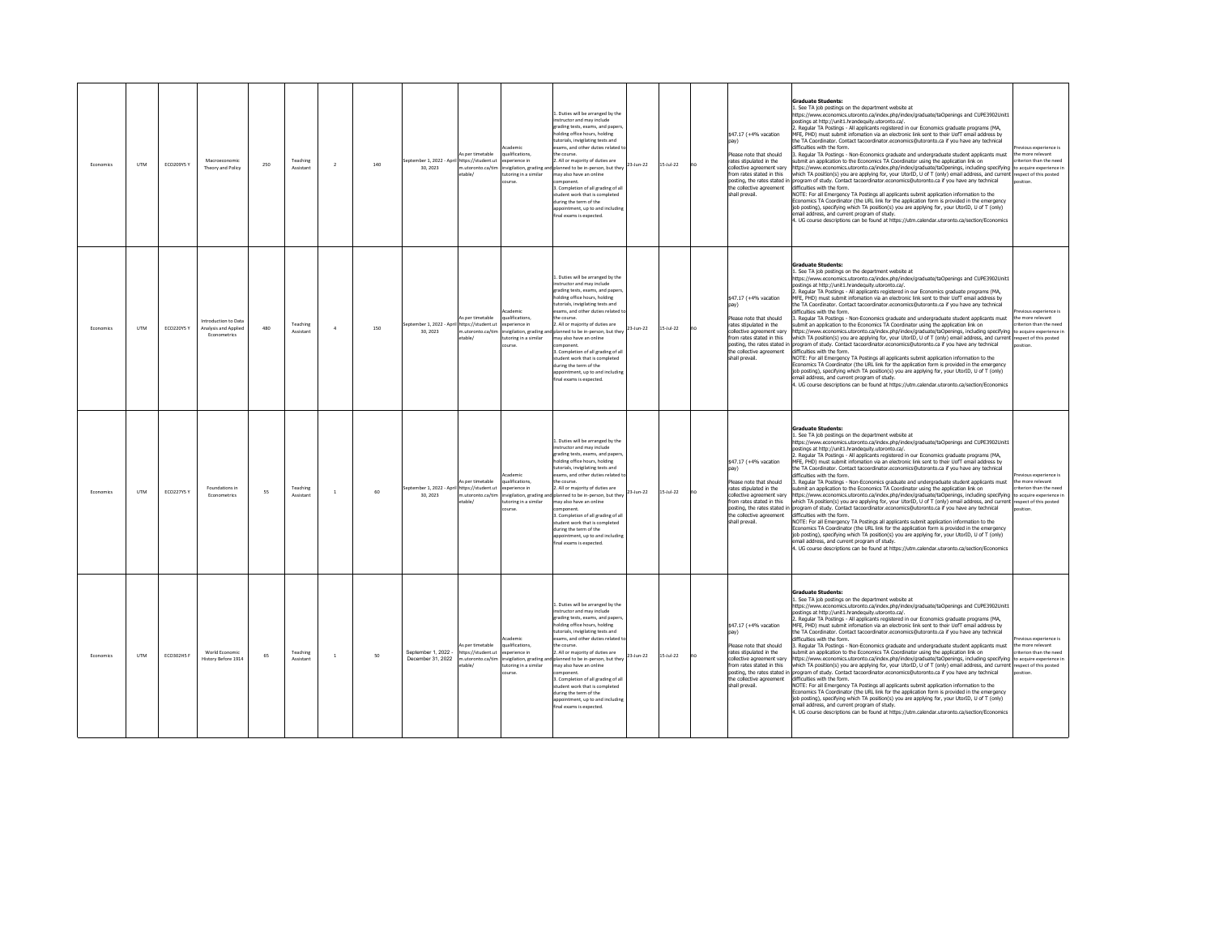| | | | | | | | | | | | | | | | | | |
|---|---|---|---|---|---|---|---|---|---|---|---|---|---|---|---|---|---|
| Economics | UTM | ECO209Y5 Y | Macroeconomic Theory and Policy | 250 | Teaching Assistant | 2 | 140 | September 1, 2022 - April 30, 2023 | As per timetable https://student.utm.utoronto.ca/timetable/ | Academic qualifications, experience in invigilation, grading and tutoring in a similar course. | 1. Duties will be arranged by the instructor and may include grading tests, exams, and papers, holding office hours, holding tutorials, invigilating tests and exams, and other duties related to the course.<br>2. All or majority of duties are planned to be in-person, but they may also have an online component.<br>3. Completion of all grading of all student work that is completed during the term of the appointment, up to and including final exams is expected. | 23-Jun-22 | 15-Jul-22 | no | | $47.17 (+4% vacation pay)<br><br>Please note that should rates stipulated in the collective agreement vary from rates stated in this posting, the rates stated in the collective agreement shall prevail. | **Graduate Students:**<br>1. See TA job postings on the department website at https://www.economics.utoronto.ca/index.php/index/graduate/taOpenings and CUPE3902Unit1 postings at http://unit1.hrandequity.utoronto.ca/.<br>2. Regular TA Postings - All applicants registered in our Economics graduate programs (MA, MFE, PHD) must submit infomation via an electronic link sent to their UofT email address by the TA Coordinator. Contact tacoordinator.economics@utoronto.ca if you have any technical difficulties with the form.<br>3. Regular TA Postings - Non-Economics graduate and undergraduate student applicants must submit an application to the Economics TA Coordinator using the application link on https://www.economics.utoronto.ca/index.php/index/graduate/taOpenings, including specifying which TA position(s) you are applying for, your UtorID, U of T (only) email address, and current program of study. Contact tacoordinator.economics@utoronto.ca if you have any technical difficulties with the form.<br>NOTE: For all Emergency TA Postings all applicants submit application information to the Economics TA Coordinator (the URL link for the application form is provided in the emergency job posting), specifying which TA position(s) you are applying for, your UtorID, U of T (only) email address, and current program of study.<br>4. UG course descriptions can be found at https://utm.calendar.utoronto.ca/section/Economics | Previous experience is the more relevant criterion than the need to acquire experience in respect of this posted position. |
| Economics | UTM | ECO220Y5 Y | Introduction to Data Analysis and Applied Econometrics | 480 | Teaching Assistant | 4 | 150 | September 1, 2022 - April 30, 2023 | As per timetable https://student.utm.utoronto.ca/timetable/ | Academic qualifications, experience in invigilation, grading and tutoring in a similar course. | 1. Duties will be arranged by the instructor and may include grading tests, exams, and papers, holding office hours, holding tutorials, invigilating tests and exams, and other duties related to the course.<br>2. All or majority of duties are planned to be in-person, but they may also have an online component.<br>3. Completion of all grading of all student work that is completed during the term of the appointment, up to and including final exams is expected. | 23-Jun-22 | 15-Jul-22 | no | | $47.17 (+4% vacation pay)<br><br>Please note that should rates stipulated in the collective agreement vary from rates stated in this posting, the rates stated in the collective agreement shall prevail. | **Graduate Students:**<br>1. See TA job postings on the department website at https://www.economics.utoronto.ca/index.php/index/graduate/taOpenings and CUPE3902Unit1 postings at http://unit1.hrandequity.utoronto.ca/.<br>2. Regular TA Postings - All applicants registered in our Economics graduate programs (MA, MFE, PHD) must submit infomation via an electronic link sent to their UofT email address by the TA Coordinator. Contact tacoordinator.economics@utoronto.ca if you have any technical difficulties with the form.<br>3. Regular TA Postings - Non-Economics graduate and undergraduate student applicants must submit an application to the Economics TA Coordinator using the application link on https://www.economics.utoronto.ca/index.php/index/graduate/taOpenings, including specifying which TA position(s) you are applying for, your UtorID, U of T (only) email address, and current program of study. Contact tacoordinator.economics@utoronto.ca if you have any technical difficulties with the form.<br>NOTE: For all Emergency TA Postings all applicants submit application information to the Economics TA Coordinator (the URL link for the application form is provided in the emergency job posting), specifying which TA position(s) you are applying for, your UtorID, U of T (only) email address, and current program of study.<br>4. UG course descriptions can be found at https://utm.calendar.utoronto.ca/section/Economics | Previous experience is the more relevant criterion than the need to acquire experience in respect of this posted position. |
| Economics | UTM | ECO227Y5 Y | Foundations in Econometrics | 55 | Teaching Assistant | 1 | 60 | September 1, 2022 - April 30, 2023 | As per timetable https://student.utm.utoronto.ca/timetable/ | Academic qualifications, experience in invigilation, grading and tutoring in a similar course. | 1. Duties will be arranged by the instructor and may include grading tests, exams, and papers, holding office hours, holding tutorials, invigilating tests and exams, and other duties related to the course.<br>2. All or majority of duties are planned to be in-person, but they may also have an online component.<br>3. Completion of all grading of all student work that is completed during the term of the appointment, up to and including final exams is expected. | 23-Jun-22 | 15-Jul-22 | no | | $47.17 (+4% vacation pay)<br><br>Please note that should rates stipulated in the collective agreement vary from rates stated in this posting, the rates stated in the collective agreement shall prevail. | **Graduate Students:**<br>1. See TA job postings on the department website at https://www.economics.utoronto.ca/index.php/index/graduate/taOpenings and CUPE3902Unit1 postings at http://unit1.hrandequity.utoronto.ca/.<br>2. Regular TA Postings - All applicants registered in our Economics graduate programs (MA, MFE, PHD) must submit infomation via an electronic link sent to their UofT email address by the TA Coordinator. Contact tacoordinator.economics@utoronto.ca if you have any technical difficulties with the form.<br>3. Regular TA Postings - Non-Economics graduate and undergraduate student applicants must submit an application to the Economics TA Coordinator using the application link on https://www.economics.utoronto.ca/index.php/index/graduate/taOpenings, including specifying which TA position(s) you are applying for, your UtorID, U of T (only) email address, and current program of study. Contact tacoordinator.economics@utoronto.ca if you have any technical difficulties with the form.<br>NOTE: For all Emergency TA Postings all applicants submit application information to the Economics TA Coordinator (the URL link for the application form is provided in the emergency job posting), specifying which TA position(s) you are applying for, your UtorID, U of T (only) email address, and current program of study.<br>4. UG course descriptions can be found at https://utm.calendar.utoronto.ca/section/Economics | Previous experience is the more relevant criterion than the need to acquire experience in respect of this posted position. |
| Economics | UTM | ECO302H5 F | World Economic History Before 1914 | 65 | Teaching Assistant | 1 | 50 | September 1, 2022 - December 31, 2022 | As per timetable https://student.utm.utoronto.ca/timetable/ | Academic qualifications, experience in invigilation, grading and tutoring in a similar course. | 1. Duties will be arranged by the instructor and may include grading tests, exams, and papers, holding office hours, holding tutorials, invigilating tests and exams, and other duties related to the course.<br>2. All or majority of duties are planned to be in-person, but they may also have an online component.<br>3. Completion of all grading of all student work that is completed during the term of the appointment, up to and including final exams is expected. | 23-Jun-22 | 15-Jul-22 | no | | $47.17 (+4% vacation pay)<br><br>Please note that should rates stipulated in the collective agreement vary from rates stated in this posting, the rates stated in the collective agreement shall prevail. | **Graduate Students:**<br>1. See TA job postings on the department website at https://www.economics.utoronto.ca/index.php/index/graduate/taOpenings and CUPE3902Unit1 postings at http://unit1.hrandequity.utoronto.ca/.<br>2. Regular TA Postings - All applicants registered in our Economics graduate programs (MA, MFE, PHD) must submit infomation via an electronic link sent to their UofT email address by the TA Coordinator. Contact tacoordinator.economics@utoronto.ca if you have any technical difficulties with the form.<br>3. Regular TA Postings - Non-Economics graduate and undergraduate student applicants must submit an application to the Economics TA Coordinator using the application link on https://www.economics.utoronto.ca/index.php/index/graduate/taOpenings, including specifying which TA position(s) you are applying for, your UtorID, U of T (only) email address, and current program of study. Contact tacoordinator.economics@utoronto.ca if you have any technical difficulties with the form.<br>NOTE: For all Emergency TA Postings all applicants submit application information to the Economics TA Coordinator (the URL link for the application form is provided in the emergency job posting), specifying which TA position(s) you are applying for, your UtorID, U of T (only) email address, and current program of study.<br>4. UG course descriptions can be found at https://utm.calendar.utoronto.ca/section/Economics | Previous experience is the more relevant criterion than the need to acquire experience in respect of this posted position. |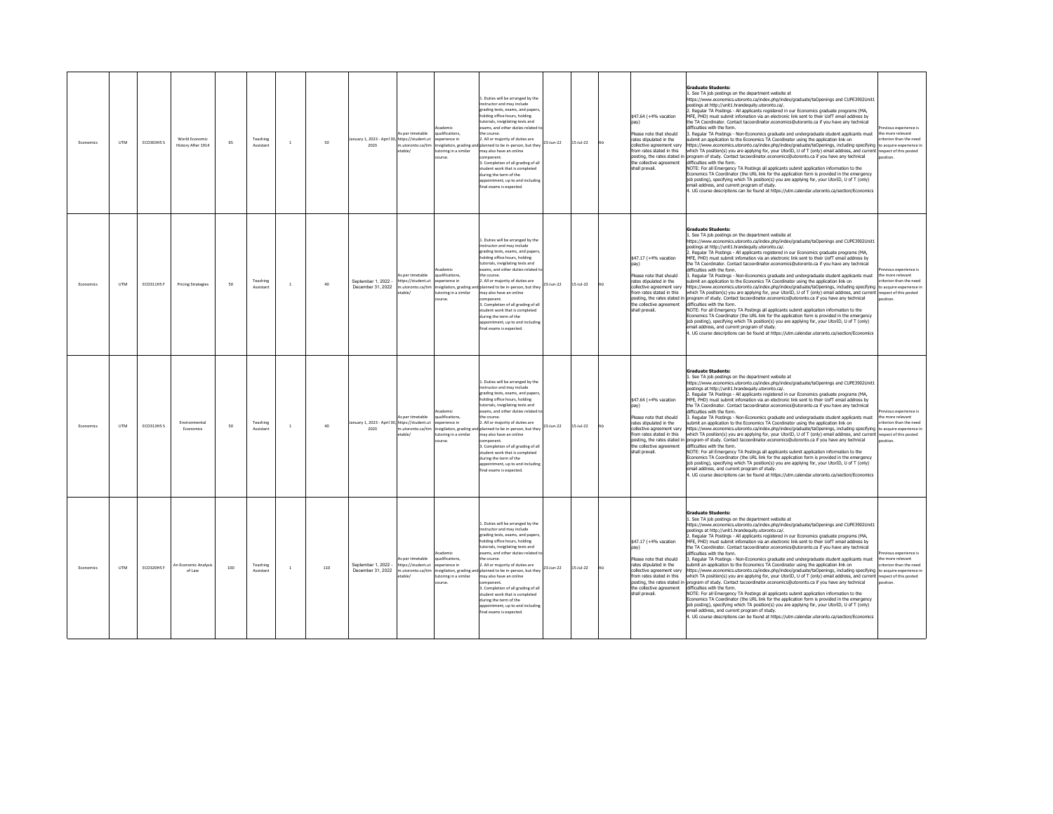| Economics | UTM | ECO303H5 S | World Economic History After 1914 | 65 | Teaching Assistant | 1 | 50 | January 1, 2023 - April 30, 2023 | As per timetable https://student.utm.utoronto.ca/timetable/ | Academic qualifications, experience in invigilation, grading and tutoring in a similar course. | 1. Duties will be arranged by the instructor and may include grading tests, exams, and papers, holding office hours, holding tutorials, invigilating tests and exams, and other duties related to the course.<br>2. All or majority of duties are planned to be in-person, but they may also have an online component.<br>3. Completion of all grading of all student work that is completed during the term of the appointment, up to and including final exams is expected. | 23-Jun-22 | 15-Jul-22 | no | $47.64 (+4% vacation pay)<br><br>Please note that should rates stipulated in the collective agreement vary from rates stated in this posting, the rates stated in the collective agreement shall prevail. | **Graduate Students:**<br>1. See TA job postings on the department website at https://www.economics.utoronto.ca/index.php/index/graduate/taOpenings and CUPE3902Unit1 postings at http://unit1.hrandequity.utoronto.ca/.<br>2. Regular TA Postings - All applicants registered in our Economics graduate programs (MA, MFE, PHD) must submit infomation via an electronic link sent to their UofT email address by the TA Coordinator. Contact tacoordinator.economics@utoronto.ca if you have any technical difficulties with the form.<br>3. Regular TA Postings - Non-Economics graduate and undergraduate student applicants must submit an application to the Economics TA Coordinator using the application link on https://www.economics.utoronto.ca/index.php/index/graduate/taOpenings, including specifying which TA position(s) you are applying for, your UtorID, U of T (only) email address, and current program of study. Contact tacoordinator.economics@utoronto.ca if you have any technical difficulties with the form.<br>NOTE: For all Emergency TA Postings all applicants submit application information to the Economics TA Coordinator (the URL link for the application form is provided in the emergency job posting), specifying which TA position(s) you are applying for, your UtorID, U of T (only) email address, and current program of study.<br>4. UG course descriptions can be found at https://utm.calendar.utoronto.ca/section/Economics | Previous experience is the more relevant criterion than the need to acquire experience in respect of this posted position. |
|---|---|---|---|---|---|---|---|---|---|---|---|---|---|---|---|---|---|
| Economics | UTM | ECO311H5 F | Pricing Strategies | 50 | Teaching Assistant | 1 | 40 | September 1, 2022 - December 31, 2022 | As per timetable https://student.utm.utoronto.ca/timetable/ | Academic qualifications, experience in invigilation, grading and tutoring in a similar course. | 1. Duties will be arranged by the instructor and may include grading tests, exams, and papers, holding office hours, holding tutorials, invigilating tests and exams, and other duties related to the course.<br>2. All or majority of duties are planned to be in-person, but they may also have an online component.<br>3. Completion of all grading of all student work that is completed during the term of the appointment, up to and including final exams is expected. | 23-Jun-22 | 15-Jul-22 | no | $47.17 (+4% vacation pay)<br><br>Please note that should rates stipulated in the collective agreement vary from rates stated in this posting, the rates stated in the collective agreement shall prevail. | **Graduate Students:**<br>1. See TA job postings on the department website at https://www.economics.utoronto.ca/index.php/index/graduate/taOpenings and CUPE3902Unit1 postings at http://unit1.hrandequity.utoronto.ca/.<br>2. Regular TA Postings - All applicants registered in our Economics graduate programs (MA, MFE, PHD) must submit infomation via an electronic link sent to their UofT email address by the TA Coordinator. Contact tacoordinator.economics@utoronto.ca if you have any technical difficulties with the form.<br>3. Regular TA Postings - Non-Economics graduate and undergraduate student applicants must submit an application to the Economics TA Coordinator using the application link on https://www.economics.utoronto.ca/index.php/index/graduate/taOpenings, including specifying which TA position(s) you are applying for, your UtorID, U of T (only) email address, and current program of study. Contact tacoordinator.economics@utoronto.ca if you have any technical difficulties with the form.<br>NOTE: For all Emergency TA Postings all applicants submit application information to the Economics TA Coordinator (the URL link for the application form is provided in the emergency job posting), specifying which TA position(s) you are applying for, your UtorID, U of T (only) email address, and current program of study.<br>4. UG course descriptions can be found at https://utm.calendar.utoronto.ca/section/Economics | Previous experience is the more relevant criterion than the need to acquire experience in respect of this posted position. |
| Economics | UTM | ECO313H5 S | Environmental Economics | 50 | Teaching Assistant | 1 | 40 | January 1, 2023 - April 30, 2023 | As per timetable https://student.utm.utoronto.ca/timetable/ | Academic qualifications, experience in invigilation, grading and tutoring in a similar course. | 1. Duties will be arranged by the instructor and may include grading tests, exams, and papers, holding office hours, holding tutorials, invigilating tests and exams, and other duties related to the course.<br>2. All or majority of duties are planned to be in-person, but they may also have an online component.<br>3. Completion of all grading of all student work that is completed during the term of the appointment, up to and including final exams is expected. | 23-Jun-22 | 15-Jul-22 | no | $47.64 (+4% vacation pay)<br><br>Please note that should rates stipulated in the collective agreement vary from rates stated in this posting, the rates stated in the collective agreement shall prevail. | **Graduate Students:**<br>1. See TA job postings on the department website at https://www.economics.utoronto.ca/index.php/index/graduate/taOpenings and CUPE3902Unit1 postings at http://unit1.hrandequity.utoronto.ca/.<br>2. Regular TA Postings - All applicants registered in our Economics graduate programs (MA, MFE, PHD) must submit infomation via an electronic link sent to their UofT email address by the TA Coordinator. Contact tacoordinator.economics@utoronto.ca if you have any technical difficulties with the form.<br>3. Regular TA Postings - Non-Economics graduate and undergraduate student applicants must submit an application to the Economics TA Coordinator using the application link on https://www.economics.utoronto.ca/index.php/index/graduate/taOpenings, including specifying which TA position(s) you are applying for, your UtorID, U of T (only) email address, and current program of study. Contact tacoordinator.economics@utoronto.ca if you have any technical difficulties with the form.<br>NOTE: For all Emergency TA Postings all applicants submit application information to the Economics TA Coordinator (the URL link for the application form is provided in the emergency job posting), specifying which TA position(s) you are applying for, your UtorID, U of T (only) email address, and current program of study.<br>4. UG course descriptions can be found at https://utm.calendar.utoronto.ca/section/Economics | Previous experience is the more relevant criterion than the need to acquire experience in respect of this posted position. |
| Economics | UTM | ECO320H5 F | An Economic Analysis of Law | 100 | Teaching Assistant | 1 | 110 | September 1, 2022 - December 31, 2022 | As per timetable https://student.utm.utoronto.ca/timetable/ | Academic qualifications, experience in invigilation, grading and tutoring in a similar course. | 1. Duties will be arranged by the instructor and may include grading tests, exams, and papers, holding office hours, holding tutorials, invigilating tests and exams, and other duties related to the course.<br>2. All or majority of duties are planned to be in-person, but they may also have an online component.<br>3. Completion of all grading of all student work that is completed during the term of the appointment, up to and including final exams is expected. | 23-Jun-22 | 15-Jul-22 | no | $47.17 (+4% vacation pay)<br><br>Please note that should rates stipulated in the collective agreement vary from rates stated in this posting, the rates stated in the collective agreement shall prevail. | **Graduate Students:**<br>1. See TA job postings on the department website at https://www.economics.utoronto.ca/index.php/index/graduate/taOpenings and CUPE3902Unit1 postings at http://unit1.hrandequity.utoronto.ca/.<br>2. Regular TA Postings - All applicants registered in our Economics graduate programs (MA, MFE, PHD) must submit infomation via an electronic link sent to their UofT email address by the TA Coordinator. Contact tacoordinator.economics@utoronto.ca if you have any technical difficulties with the form.<br>3. Regular TA Postings - Non-Economics graduate and undergraduate student applicants must submit an application to the Economics TA Coordinator using the application link on https://www.economics.utoronto.ca/index.php/index/graduate/taOpenings, including specifying which TA position(s) you are applying for, your UtorID, U of T (only) email address, and current program of study. Contact tacoordinator.economics@utoronto.ca if you have any technical difficulties with the form.<br>NOTE: For all Emergency TA Postings all applicants submit application information to the Economics TA Coordinator (the URL link for the application form is provided in the emergency job posting), specifying which TA position(s) you are applying for, your UtorID, U of T (only) email address, and current program of study.<br>4. UG course descriptions can be found at https://utm.calendar.utoronto.ca/section/Economics | Previous experience is the more relevant criterion than the need to acquire experience in respect of this posted position. |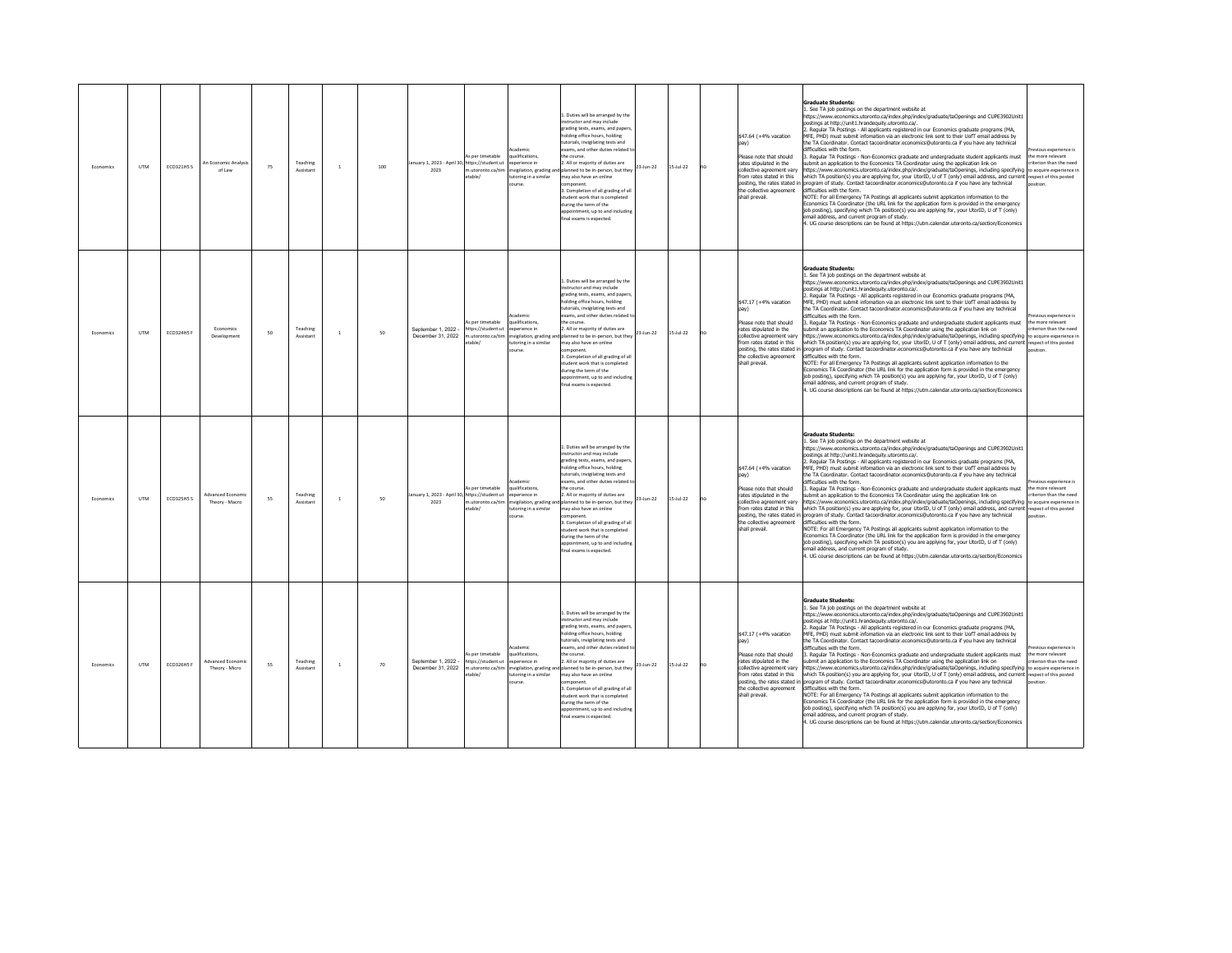| Economics | UTM | ECO321H5 S | An Economic Analysis of Law | 75 | Teaching Assistant | 1 | 100 | January 1, 2023 - April 30, 2023 | As per timetable https://student.utm.utoronto.ca/timetable/ | Academic qualifications, experience in invigilation, grading and tutoring in a similar course. | 1. Duties will be arranged by the instructor and may include grading tests, exams, and papers, holding office hours, holding tutorials, invigilating tests and exams, and other duties related to the course.<br>2. All or majority of duties are planned to be in-person, but they may also have an online component.<br>3. Completion of all grading of all student work that is completed during the term of the appointment, up to and including final exams is expected. | 23-Jun-22 | 15-Jul-22 | no | $47.64 (+4% vacation pay)<br><br>Please note that should rates stipulated in the collective agreement vary from rates stated in this posting, the rates stated in the collective agreement shall prevail. | **Graduate Students:**<br>1. See TA job postings on the department website at https://www.economics.utoronto.ca/index.php/index/graduate/taOpenings and CUPE3902Unit1 postings at http://unit1.hrandequity.utoronto.ca/.<br>2. Regular TA Postings - All applicants registered in our Economics graduate programs (MA, MFE, PHD) must submit infomation via an electronic link sent to their UofT email address by the TA Coordinator. Contact tacoordinator.economics@utoronto.ca if you have any technical difficulties with the form.<br>3. Regular TA Postings - Non-Economics graduate and undergraduate student applicants must submit an application to the Economics TA Coordinator using the application link on https://www.economics.utoronto.ca/index.php/index/graduate/taOpenings, including specifying which TA position(s) you are applying for, your UtorID, U of T (only) email address, and current program of study. Contact tacoordinator.economics@utoronto.ca if you have any technical difficulties with the form.<br>NOTE: For all Emergency TA Postings all applicants submit application information to the Economics TA Coordinator (the URL link for the application form is provided in the emergency job posting), specifying which TA position(s) you are applying for, your UtorID, U of T (only) email address, and current program of study.<br>4. UG course descriptions can be found at https://utm.calendar.utoronto.ca/section/Economics | Previous experience is the more relevant criterion than the need to acquire experience in respect of this posted position. |
|---|---|---|---|---|---|---|---|---|---|---|---|---|---|---|---|---|---|
| Economics | UTM | ECO324H5 F | Economics Development | 50 | Teaching Assistant | 1 | 50 | September 1, 2022 - December 31, 2022 | As per timetable https://student.utm.utoronto.ca/timetable/ | Academic qualifications, experience in invigilation, grading and tutoring in a similar course. | 1. Duties will be arranged by the instructor and may include grading tests, exams, and papers, holding office hours, holding tutorials, invigilating tests and exams, and other duties related to the course.<br>2. All or majority of duties are planned to be in-person, but they may also have an online component.<br>3. Completion of all grading of all student work that is completed during the term of the appointment, up to and including final exams is expected. | 23-Jun-22 | 15-Jul-22 | no | $47.17 (+4% vacation pay)<br><br>Please note that should rates stipulated in the collective agreement vary from rates stated in this posting, the rates stated in the collective agreement shall prevail. | **Graduate Students:**<br>1. See TA job postings on the department website at https://www.economics.utoronto.ca/index.php/index/graduate/taOpenings and CUPE3902Unit1 postings at http://unit1.hrandequity.utoronto.ca/.<br>2. Regular TA Postings - All applicants registered in our Economics graduate programs (MA, MFE, PHD) must submit infomation via an electronic link sent to their UofT email address by the TA Coordinator. Contact tacoordinator.economics@utoronto.ca if you have any technical difficulties with the form.<br>3. Regular TA Postings - Non-Economics graduate and undergraduate student applicants must submit an application to the Economics TA Coordinator using the application link on https://www.economics.utoronto.ca/index.php/index/graduate/taOpenings, including specifying which TA position(s) you are applying for, your UtorID, U of T (only) email address, and current program of study. Contact tacoordinator.economics@utoronto.ca if you have any technical difficulties with the form.<br>NOTE: For all Emergency TA Postings all applicants submit application information to the Economics TA Coordinator (the URL link for the application form is provided in the emergency job posting), specifying which TA position(s) you are applying for, your UtorID, U of T (only) email address, and current program of study.<br>4. UG course descriptions can be found at https://utm.calendar.utoronto.ca/section/Economics | Previous experience is the more relevant criterion than the need to acquire experience in respect of this posted position. |
| Economics | UTM | ECO325H5 S | Advanced Economic Theory - Macro | 55 | Teaching Assistant | 1 | 50 | January 1, 2023 - April 30, 2023 | As per timetable https://student.utm.utoronto.ca/timetable/ | Academic qualifications, experience in invigilation, grading and tutoring in a similar course. | 1. Duties will be arranged by the instructor and may include grading tests, exams, and papers, holding office hours, holding tutorials, invigilating tests and exams, and other duties related to the course.<br>2. All or majority of duties are planned to be in-person, but they may also have an online component.<br>3. Completion of all grading of all student work that is completed during the term of the appointment, up to and including final exams is expected. | 23-Jun-22 | 15-Jul-22 | no | $47.64 (+4% vacation pay)<br><br>Please note that should rates stipulated in the collective agreement vary from rates stated in this posting, the rates stated in the collective agreement shall prevail. | **Graduate Students:**<br>1. See TA job postings on the department website at https://www.economics.utoronto.ca/index.php/index/graduate/taOpenings and CUPE3902Unit1 postings at http://unit1.hrandequity.utoronto.ca/.<br>2. Regular TA Postings - All applicants registered in our Economics graduate programs (MA, MFE, PHD) must submit infomation via an electronic link sent to their UofT email address by the TA Coordinator. Contact tacoordinator.economics@utoronto.ca if you have any technical difficulties with the form.<br>3. Regular TA Postings - Non-Economics graduate and undergraduate student applicants must submit an application to the Economics TA Coordinator using the application link on https://www.economics.utoronto.ca/index.php/index/graduate/taOpenings, including specifying which TA position(s) you are applying for, your UtorID, U of T (only) email address, and current program of study. Contact tacoordinator.economics@utoronto.ca if you have any technical difficulties with the form.<br>NOTE: For all Emergency TA Postings all applicants submit application information to the Economics TA Coordinator (the URL link for the application form is provided in the emergency job posting), specifying which TA position(s) you are applying for, your UtorID, U of T (only) email address, and current program of study.<br>4. UG course descriptions can be found at https://utm.calendar.utoronto.ca/section/Economics | Previous experience is the more relevant criterion than the need to acquire experience in respect of this posted position. |
| Economics | UTM | ECO326H5 F | Advanced Economic Theory - Micro | 55 | Teaching Assistant | 1 | 70 | September 1, 2022 - December 31, 2022 | As per timetable https://student.utm.utoronto.ca/timetable/ | Academic qualifications, experience in invigilation, grading and tutoring in a similar course. | 1. Duties will be arranged by the instructor and may include grading tests, exams, and papers, holding office hours, holding tutorials, invigilating tests and exams, and other duties related to the course.<br>2. All or majority of duties are planned to be in-person, but they may also have an online component.<br>3. Completion of all grading of all student work that is completed during the term of the appointment, up to and including final exams is expected. | 23-Jun-22 | 15-Jul-22 | no | $47.17 (+4% vacation pay)<br><br>Please note that should rates stipulated in the collective agreement vary from rates stated in this posting, the rates stated in the collective agreement shall prevail. | **Graduate Students:**<br>1. See TA job postings on the department website at https://www.economics.utoronto.ca/index.php/index/graduate/taOpenings and CUPE3902Unit1 postings at http://unit1.hrandequity.utoronto.ca/.<br>2. Regular TA Postings - All applicants registered in our Economics graduate programs (MA, MFE, PHD) must submit infomation via an electronic link sent to their UofT email address by the TA Coordinator. Contact tacoordinator.economics@utoronto.ca if you have any technical difficulties with the form.<br>3. Regular TA Postings - Non-Economics graduate and undergraduate student applicants must submit an application to the Economics TA Coordinator using the application link on https://www.economics.utoronto.ca/index.php/index/graduate/taOpenings, including specifying which TA position(s) you are applying for, your UtorID, U of T (only) email address, and current program of study. Contact tacoordinator.economics@utoronto.ca if you have any technical difficulties with the form.<br>NOTE: For all Emergency TA Postings all applicants submit application information to the Economics TA Coordinator (the URL link for the application form is provided in the emergency job posting), specifying which TA position(s) you are applying for, your UtorID, U of T (only) email address, and current program of study.<br>4. UG course descriptions can be found at https://utm.calendar.utoronto.ca/section/Economics | Previous experience is the more relevant criterion than the need to acquire experience in respect of this posted position. |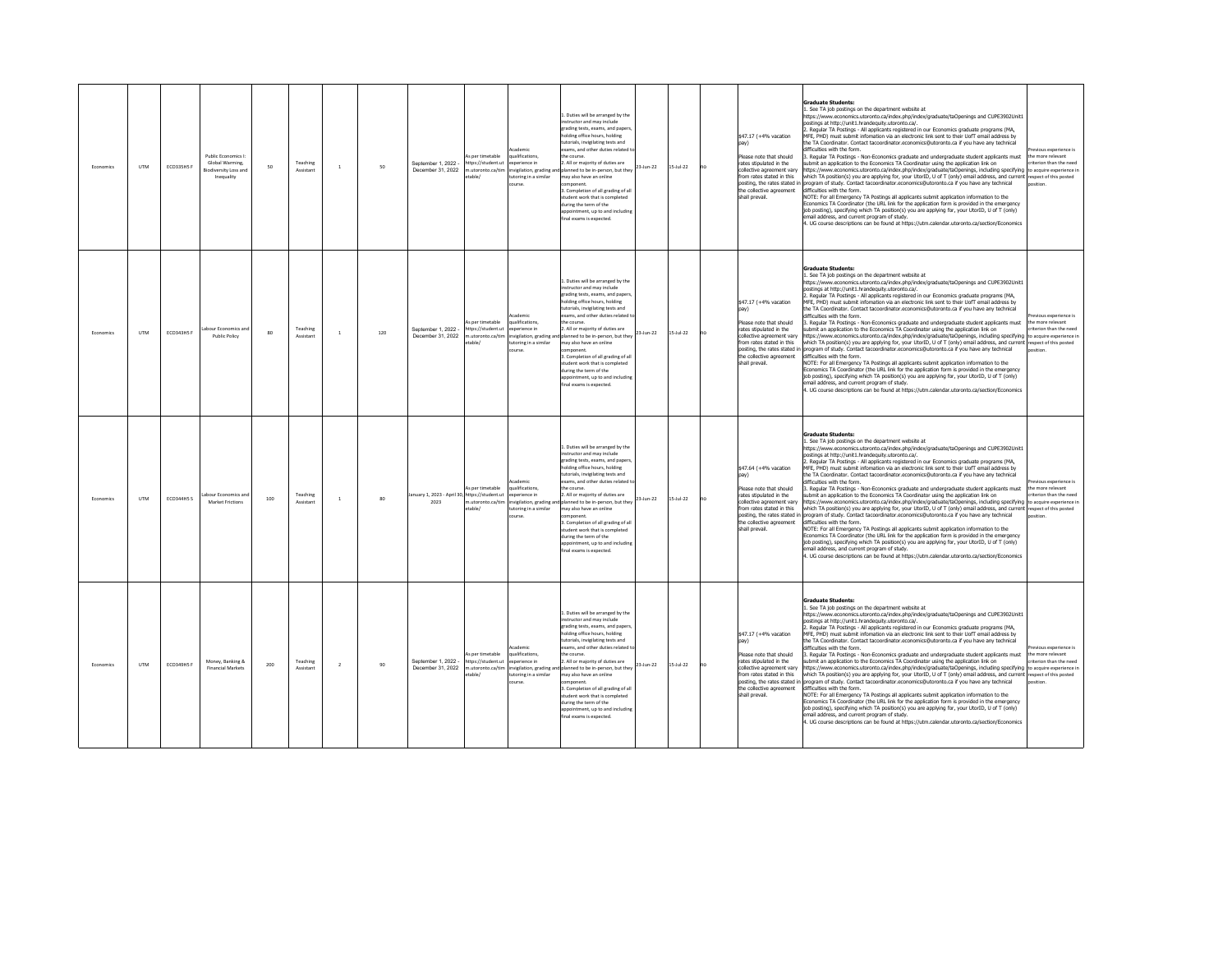| Economics | UTM | ECO335H5 F | Public Economics I: Global Warming, Biodiversity Loss and Inequality | 50 | Teaching Assistant | 1 | 50 | September 1, 2022 - December 31, 2022 | As per timetable https://student.utm.utoronto.ca/timetable/ | Academic qualifications, experience in invigilation, grading and tutoring in a similar course. | 1. Duties will be arranged by the instructor and may include grading tests, exams, and papers, holding office hours, holding tutorials, invigilating tests and exams, and other duties related to the course.<br>2. All or majority of duties are planned to be in-person, but they may also have an online component.<br>3. Completion of all grading of all student work that is completed during the term of the appointment, up to and including final exams is expected. | 23-Jun-22 | 15-Jul-22 | no | $47.17 (+4% vacation pay)<br><br>Please note that should rates stipulated in the collective agreement vary from rates stated in this posting, the rates stated in the collective agreement shall prevail. | **Graduate Students:**<br>1. See TA job postings on the department website at https://www.economics.utoronto.ca/index.php/index/graduate/taOpenings and CUPE3902Unit1 postings at http://unit1.hrandequity.utoronto.ca/.<br>2. Regular TA Postings - All applicants registered in our Economics graduate programs (MA, MFE, PHD) must submit infomation via an electronic link sent to their UofT email address by the TA Coordinator. Contact tacoordinator.economics@utoronto.ca if you have any technical difficulties with the form.<br>3. Regular TA Postings - Non-Economics graduate and undergraduate student applicants must submit an application to the Economics TA Coordinator using the application link on https://www.economics.utoronto.ca/index.php/index/graduate/taOpenings, including specifying which TA position(s) you are applying for, your UtorID, U of T (only) email address, and current program of study. Contact tacoordinator.economics@utoronto.ca if you have any technical difficulties with the form.<br>NOTE: For all Emergency TA Postings all applicants submit application information to the Economics TA Coordinator (the URL link for the application form is provided in the emergency job posting), specifying which TA position(s) you are applying for, your UtorID, U of T (only) email address, and current program of study.<br>4. UG course descriptions can be found at https://utm.calendar.utoronto.ca/section/Economics | Previous experience is the more relevant criterion than the need to acquire experience in respect of this posted position. |
|---|---|---|---|---|---|---|---|---|---|---|---|---|---|---|---|---|---|
| Economics | UTM | ECO343H5 F | Labour Economics and Public Policy | 80 | Teaching Assistant | 1 | 120 | September 1, 2022 - December 31, 2022 | As per timetable https://student.utm.utoronto.ca/timetable/ | Academic qualifications, experience in invigilation, grading and tutoring in a similar course. | 1. Duties will be arranged by the instructor and may include grading tests, exams, and papers, holding office hours, holding tutorials, invigilating tests and exams, and other duties related to the course.<br>2. All or majority of duties are planned to be in-person, but they may also have an online component.<br>3. Completion of all grading of all student work that is completed during the term of the appointment, up to and including final exams is expected. | 23-Jun-22 | 15-Jul-22 | no | $47.17 (+4% vacation pay)<br><br>Please note that should rates stipulated in the collective agreement vary from rates stated in this posting, the rates stated in the collective agreement shall prevail. | **Graduate Students:**<br>1. See TA job postings on the department website at https://www.economics.utoronto.ca/index.php/index/graduate/taOpenings and CUPE3902Unit1 postings at http://unit1.hrandequity.utoronto.ca/.<br>2. Regular TA Postings - All applicants registered in our Economics graduate programs (MA, MFE, PHD) must submit infomation via an electronic link sent to their UofT email address by the TA Coordinator. Contact tacoordinator.economics@utoronto.ca if you have any technical difficulties with the form.<br>3. Regular TA Postings - Non-Economics graduate and undergraduate student applicants must submit an application to the Economics TA Coordinator using the application link on https://www.economics.utoronto.ca/index.php/index/graduate/taOpenings, including specifying which TA position(s) you are applying for, your UtorID, U of T (only) email address, and current program of study. Contact tacoordinator.economics@utoronto.ca if you have any technical difficulties with the form.<br>NOTE: For all Emergency TA Postings all applicants submit application information to the Economics TA Coordinator (the URL link for the application form is provided in the emergency job posting), specifying which TA position(s) you are applying for, your UtorID, U of T (only) email address, and current program of study.<br>4. UG course descriptions can be found at https://utm.calendar.utoronto.ca/section/Economics | Previous experience is the more relevant criterion than the need to acquire experience in respect of this posted position. |
| Economics | UTM | ECO344H5 S | Labour Economics and Market Frictions | 100 | Teaching Assistant | 1 | 80 | January 1, 2023 - April 30, 2023 | As per timetable https://student.utm.utoronto.ca/timetable/ | Academic qualifications, experience in invigilation, grading and tutoring in a similar course. | 1. Duties will be arranged by the instructor and may include grading tests, exams, and papers, holding office hours, holding tutorials, invigilating tests and exams, and other duties related to the course.<br>2. All or majority of duties are planned to be in-person, but they may also have an online component.<br>3. Completion of all grading of all student work that is completed during the term of the appointment, up to and including final exams is expected. | 23-Jun-22 | 15-Jul-22 | no | $47.64 (+4% vacation pay)<br><br>Please note that should rates stipulated in the collective agreement vary from rates stated in this posting, the rates stated in the collective agreement shall prevail. | **Graduate Students:**<br>1. See TA job postings on the department website at https://www.economics.utoronto.ca/index.php/index/graduate/taOpenings and CUPE3902Unit1 postings at http://unit1.hrandequity.utoronto.ca/.<br>2. Regular TA Postings - All applicants registered in our Economics graduate programs (MA, MFE, PHD) must submit infomation via an electronic link sent to their UofT email address by the TA Coordinator. Contact tacoordinator.economics@utoronto.ca if you have any technical difficulties with the form.<br>3. Regular TA Postings - Non-Economics graduate and undergraduate student applicants must submit an application to the Economics TA Coordinator using the application link on https://www.economics.utoronto.ca/index.php/index/graduate/taOpenings, including specifying which TA position(s) you are applying for, your UtorID, U of T (only) email address, and current program of study. Contact tacoordinator.economics@utoronto.ca if you have any technical difficulties with the form.<br>NOTE: For all Emergency TA Postings all applicants submit application information to the Economics TA Coordinator (the URL link for the application form is provided in the emergency job posting), specifying which TA position(s) you are applying for, your UtorID, U of T (only) email address, and current program of study.<br>4. UG course descriptions can be found at https://utm.calendar.utoronto.ca/section/Economics | Previous experience is the more relevant criterion than the need to acquire experience in respect of this posted position. |
| Economics | UTM | ECO349H5 F | Money, Banking & Financial Markets | 200 | Teaching Assistant | 2 | 90 | September 1, 2022 - December 31, 2022 | As per timetable https://student.utm.utoronto.ca/timetable/ | Academic qualifications, experience in invigilation, grading and tutoring in a similar course. | 1. Duties will be arranged by the instructor and may include grading tests, exams, and papers, holding office hours, holding tutorials, invigilating tests and exams, and other duties related to the course.<br>2. All or majority of duties are planned to be in-person, but they may also have an online component.<br>3. Completion of all grading of all student work that is completed during the term of the appointment, up to and including final exams is expected. | 23-Jun-22 | 15-Jul-22 | no | $47.17 (+4% vacation pay)<br><br>Please note that should rates stipulated in the collective agreement vary from rates stated in this posting, the rates stated in the collective agreement shall prevail. | **Graduate Students:**<br>1. See TA job postings on the department website at https://www.economics.utoronto.ca/index.php/index/graduate/taOpenings and CUPE3902Unit1 postings at http://unit1.hrandequity.utoronto.ca/.<br>2. Regular TA Postings - All applicants registered in our Economics graduate programs (MA, MFE, PHD) must submit infomation via an electronic link sent to their UofT email address by the TA Coordinator. Contact tacoordinator.economics@utoronto.ca if you have any technical difficulties with the form.<br>3. Regular TA Postings - Non-Economics graduate and undergraduate student applicants must submit an application to the Economics TA Coordinator using the application link on https://www.economics.utoronto.ca/index.php/index/graduate/taOpenings, including specifying which TA position(s) you are applying for, your UtorID, U of T (only) email address, and current program of study. Contact tacoordinator.economics@utoronto.ca if you have any technical difficulties with the form.<br>NOTE: For all Emergency TA Postings all applicants submit application information to the Economics TA Coordinator (the URL link for the application form is provided in the emergency job posting), specifying which TA position(s) you are applying for, your UtorID, U of T (only) email address, and current program of study.<br>4. UG course descriptions can be found at https://utm.calendar.utoronto.ca/section/Economics | Previous experience is the more relevant criterion than the need to acquire experience in respect of this posted position. |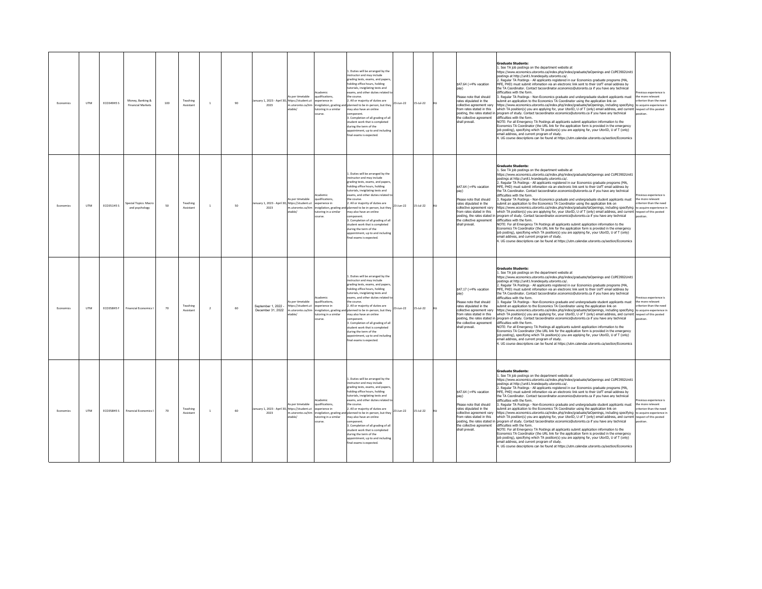| Economics | UTM | ECO349H5 S | Money, Banking & Financial Markets | 100 | Teaching Assistant | 1 | 90 | January 1, 2023 - April 30, 2023 | As per timetable https://student.utm.utoronto.ca/timetable/ | Academic qualifications, experience in invigilation, grading and tutoring in a similar course. | 1. Duties will be arranged by the instructor and may include grading tests, exams, and papers, holding office hours, holding tutorials, invigilating tests and exams, and other duties related to the course.<br>2. All or majority of duties are planned to be in-person, but they may also have an online component.<br>3. Completion of all grading of all student work that is completed during the term of the appointment, up to and including final exams is expected. | 23-Jun-22 | 15-Jul-22 | no | $47.64 (+4% vacation pay)<br><br>Please note that should rates stipulated in the collective agreement vary from rates stated in this posting, the rates stated in the collective agreement shall prevail. | **Graduate Students:**<br>1. See TA job postings on the department website at https://www.economics.utoronto.ca/index.php/index/graduate/taOpenings and CUPE3902Unit1 postings at http://unit1.hrandequity.utoronto.ca/.<br>2. Regular TA Postings - All applicants registered in our Economics graduate programs (MA, MFE, PHD) must submit infomation via an electronic link sent to their UofT email address by the TA Coordinator. Contact tacoordinator.economics@utoronto.ca if you have any technical difficulties with the form.<br>3. Regular TA Postings - Non-Economics graduate and undergraduate student applicants must submit an application to the Economics TA Coordinator using the application link on https://www.economics.utoronto.ca/index.php/index/graduate/taOpenings, including specifying which TA position(s) you are applying for, your UtorID, U of T (only) email address, and current program of study. Contact tacoordinator.economics@utoronto.ca if you have any technical difficulties with the form.<br>NOTE: For all Emergency TA Postings all applicants submit application information to the Economics TA Coordinator (the URL link for the application form is provided in the emergency job posting), specifying which TA position(s) you are applying for, your UtorID, U of T (only) email address, and current program of study.<br>4. UG course descriptions can be found at https://utm.calendar.utoronto.ca/section/Economics | Previous experience is the more relevant criterion than the need to acquire experience in respect of this posted position. |
|---|---|---|---|---|---|---|---|---|---|---|---|---|---|---|---|---|---|
| Economics | UTM | ECO351H5 S | Special Topics: Macro and psychology | 50 | Teaching Assistant | 1 | 50 | January 1, 2023 - April 30, 2023 | As per timetable https://student.utm.utoronto.ca/timetable/ | Academic qualifications, experience in invigilation, grading and tutoring in a similar course. | 1. Duties will be arranged by the instructor and may include grading tests, exams, and papers, holding office hours, holding tutorials, invigilating tests and exams, and other duties related to the course.<br>2. All or majority of duties are planned to be in-person, but they may also have an online component.<br>3. Completion of all grading of all student work that is completed during the term of the appointment, up to and including final exams is expected. | 23-Jun-22 | 15-Jul-22 | no | $47.64 (+4% vacation pay)<br><br>Please note that should rates stipulated in the collective agreement vary from rates stated in this posting, the rates stated in the collective agreement shall prevail. | **Graduate Students:**<br>1. See TA job postings on the department website at https://www.economics.utoronto.ca/index.php/index/graduate/taOpenings and CUPE3902Unit1 postings at http://unit1.hrandequity.utoronto.ca/.<br>2. Regular TA Postings - All applicants registered in our Economics graduate programs (MA, MFE, PHD) must submit infomation via an electronic link sent to their UofT email address by the TA Coordinator. Contact tacoordinator.economics@utoronto.ca if you have any technical difficulties with the form.<br>3. Regular TA Postings - Non-Economics graduate and undergraduate student applicants must submit an application to the Economics TA Coordinator using the application link on https://www.economics.utoronto.ca/index.php/index/graduate/taOpenings, including specifying which TA position(s) you are applying for, your UtorID, U of T (only) email address, and current program of study. Contact tacoordinator.economics@utoronto.ca if you have any technical difficulties with the form.<br>NOTE: For all Emergency TA Postings all applicants submit application information to the Economics TA Coordinator (the URL link for the application form is provided in the emergency job posting), specifying which TA position(s) you are applying for, your UtorID, U of T (only) email address, and current program of study.<br>4. UG course descriptions can be found at https://utm.calendar.utoronto.ca/section/Economics | Previous experience is the more relevant criterion than the need to acquire experience in respect of this posted position. |
| Economics | UTM | ECO358H5 F | Financial Economics I | 70 | Teaching Assistant | 2 | 60 | September 1, 2022 - December 31, 2022 | As per timetable https://student.utm.utoronto.ca/timetable/ | Academic qualifications, experience in invigilation, grading and tutoring in a similar course. | 1. Duties will be arranged by the instructor and may include grading tests, exams, and papers, holding office hours, holding tutorials, invigilating tests and exams, and other duties related to the course.<br>2. All or majority of duties are planned to be in-person, but they may also have an online component.<br>3. Completion of all grading of all student work that is completed during the term of the appointment, up to and including final exams is expected. | 23-Jun-22 | 15-Jul-22 | no | $47.17 (+4% vacation pay)<br><br>Please note that should rates stipulated in the collective agreement vary from rates stated in this posting, the rates stated in the collective agreement shall prevail. | **Graduate Students:**<br>1. See TA job postings on the department website at https://www.economics.utoronto.ca/index.php/index/graduate/taOpenings and CUPE3902Unit1 postings at http://unit1.hrandequity.utoronto.ca/.<br>2. Regular TA Postings - All applicants registered in our Economics graduate programs (MA, MFE, PHD) must submit infomation via an electronic link sent to their UofT email address by the TA Coordinator. Contact tacoordinator.economics@utoronto.ca if you have any technical difficulties with the form.<br>3. Regular TA Postings - Non-Economics graduate and undergraduate student applicants must submit an application to the Economics TA Coordinator using the application link on https://www.economics.utoronto.ca/index.php/index/graduate/taOpenings, including specifying which TA position(s) you are applying for, your UtorID, U of T (only) email address, and current program of study. Contact tacoordinator.economics@utoronto.ca if you have any technical difficulties with the form.<br>NOTE: For all Emergency TA Postings all applicants submit application information to the Economics TA Coordinator (the URL link for the application form is provided in the emergency job posting), specifying which TA position(s) you are applying for, your UtorID, U of T (only) email address, and current program of study.<br>4. UG course descriptions can be found at https://utm.calendar.utoronto.ca/section/Economics | Previous experience is the more relevant criterion than the need to acquire experience in respect of this posted position. |
| Economics | UTM | ECO358H5 S | Financial Economics I | 70 | Teaching Assistant | 1 | 60 | January 1, 2023 - April 30, 2023 | As per timetable https://student.utm.utoronto.ca/timetable/ | Academic qualifications, experience in invigilation, grading and tutoring in a similar course. | 1. Duties will be arranged by the instructor and may include grading tests, exams, and papers, holding office hours, holding tutorials, invigilating tests and exams, and other duties related to the course.<br>2. All or majority of duties are planned to be in-person, but they may also have an online component.<br>3. Completion of all grading of all student work that is completed during the term of the appointment, up to and including final exams is expected. | 23-Jun-22 | 15-Jul-22 | no | $47.64 (+4% vacation pay)<br><br>Please note that should rates stipulated in the collective agreement vary from rates stated in this posting, the rates stated in the collective agreement shall prevail. | **Graduate Students:**<br>1. See TA job postings on the department website at https://www.economics.utoronto.ca/index.php/index/graduate/taOpenings and CUPE3902Unit1 postings at http://unit1.hrandequity.utoronto.ca/.<br>2. Regular TA Postings - All applicants registered in our Economics graduate programs (MA, MFE, PHD) must submit infomation via an electronic link sent to their UofT email address by the TA Coordinator. Contact tacoordinator.economics@utoronto.ca if you have any technical difficulties with the form.<br>3. Regular TA Postings - Non-Economics graduate and undergraduate student applicants must submit an application to the Economics TA Coordinator using the application link on https://www.economics.utoronto.ca/index.php/index/graduate/taOpenings, including specifying which TA position(s) you are applying for, your UtorID, U of T (only) email address, and current program of study. Contact tacoordinator.economics@utoronto.ca if you have any technical difficulties with the form.<br>NOTE: For all Emergency TA Postings all applicants submit application information to the Economics TA Coordinator (the URL link for the application form is provided in the emergency job posting), specifying which TA position(s) you are applying for, your UtorID, U of T (only) email address, and current program of study.<br>4. UG course descriptions can be found at https://utm.calendar.utoronto.ca/section/Economics | Previous experience is the more relevant criterion than the need to acquire experience in respect of this posted position. |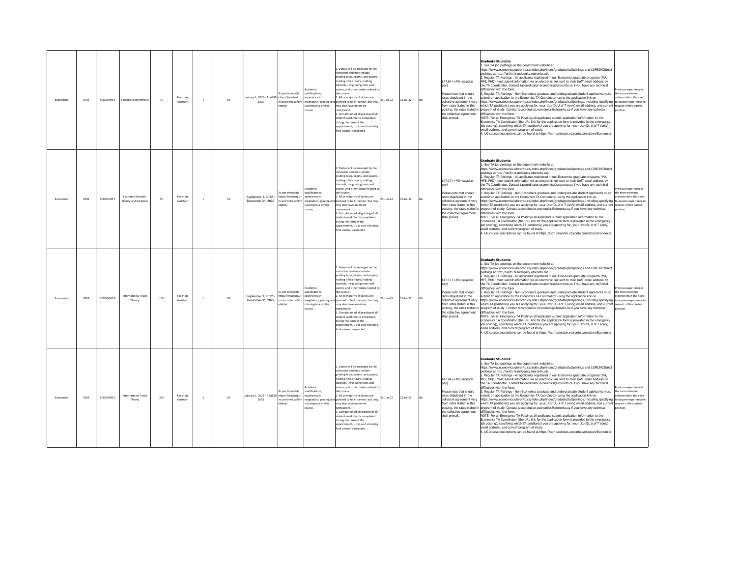| Economics | UTM | ECO359H5 S | Financial Economics II | 70 | Teaching Assistant | 1 | 60 | January 1, 2023 - April 30, 2023 | As per timetable https://student.utm.utoronto.ca/timetable/ | Academic qualifications, experience in invigilation, grading and tutoring in a similar course. | 1. Duties will be arranged by the instructor and may include grading tests, exams, and papers, holding office hours, holding tutorials, invigilating tests and exams, and other duties related to the course.<br>2. All or majority of duties are planned to be in-person, but they may also have an online component.<br>3. Completion of all grading of all student work that is completed during the term of the appointment, up to and including final exams is expected. | 23-Jun-22 | 15-Jul-22 | no | $47.64 (+4% vacation pay)<br><br>Please note that should rates stipulated in the collective agreement vary from rates stated in this posting, the rates stated in the collective agreement shall prevail. | **Graduate Students:**<br>1. See TA job postings on the department website at https://www.economics.utoronto.ca/index.php/index/graduate/taOpenings and CUPE3902Unit1 postings at http://unit1.hrandequity.utoronto.ca/.<br>2. Regular TA Postings - All applicants registered in our Economics graduate programs (MA, MFE, PHD) must submit infomation via an electronic link sent to their UofT email address by the TA Coordinator. Contact tacoordinator.economics@utoronto.ca if you have any technical difficulties with the form.<br>3. Regular TA Postings - Non-Economics graduate and undergraduate student applicants must submit an application to the Economics TA Coordinator using the application link on https://www.economics.utoronto.ca/index.php/index/graduate/taOpenings, including specifying which TA position(s) you are applying for, your UtorID, U of T (only) email address, and current program of study. Contact tacoordinator.economics@utoronto.ca if you have any technical difficulties with the form.<br>NOTE: For all Emergency TA Postings all applicants submit application information to the Economics TA Coordinator (the URL link for the application form is provided in the emergency job posting), specifying which TA position(s) you are applying for, your UtorID, U of T (only) email address, and current program of study.<br>4. UG course descriptions can be found at https://utm.calendar.utoronto.ca/section/Economics | Previous experience is the more relevant criterion than the need to acquire experience in respect of this posted position. |
|---|---|---|---|---|---|---|---|---|---|---|---|---|---|---|---|---|---|
| Economics | UTM | ECO362H5 F | Economic Growth: Theory and Evidence | 50 | Teaching Assistant | 1 | 50 | September 1, 2022 - December 31, 2022 | As per timetable https://student.utm.utoronto.ca/timetable/ | Academic qualifications, experience in invigilation, grading and tutoring in a similar course. | 1. Duties will be arranged by the instructor and may include grading tests, exams, and papers, holding office hours, holding tutorials, invigilating tests and exams, and other duties related to the course.<br>2. All or majority of duties are planned to be in-person, but they may also have an online component.<br>3. Completion of all grading of all student work that is completed during the term of the appointment, up to and including final exams is expected. | 23-Jun-22 | 15-Jul-22 | no | $47.17 (+4% vacation pay)<br><br>Please note that should rates stipulated in the collective agreement vary from rates stated in this posting, the rates stated in the collective agreement shall prevail. | **Graduate Students:**<br>1. See TA job postings on the department website at https://www.economics.utoronto.ca/index.php/index/graduate/taOpenings and CUPE3902Unit1 postings at http://unit1.hrandequity.utoronto.ca/.<br>2. Regular TA Postings - All applicants registered in our Economics graduate programs (MA, MFE, PHD) must submit infomation via an electronic link sent to their UofT email address by the TA Coordinator. Contact tacoordinator.economics@utoronto.ca if you have any technical difficulties with the form.<br>3. Regular TA Postings - Non-Economics graduate and undergraduate student applicants must submit an application to the Economics TA Coordinator using the application link on https://www.economics.utoronto.ca/index.php/index/graduate/taOpenings, including specifying which TA position(s) you are applying for, your UtorID, U of T (only) email address, and current program of study. Contact tacoordinator.economics@utoronto.ca if you have any technical difficulties with the form.<br>NOTE: For all Emergency TA Postings all applicants submit application information to the Economics TA Coordinator (the URL link for the application form is provided in the emergency job posting), specifying which TA position(s) you are applying for, your UtorID, U of T (only) email address, and current program of study.<br>4. UG course descriptions can be found at https://utm.calendar.utoronto.ca/section/Economics | Previous experience is the more relevant criterion than the need to acquire experience in respect of this posted position. |
| Economics | UTM | ECO364H5 F | International Trade Theory | 100 | Teaching Assistant | 1 | 90 | September 1, 2022 - December 31, 2022 | As per timetable https://student.utm.utoronto.ca/timetable/ | Academic qualifications, experience in invigilation, grading and tutoring in a similar course. | 1. Duties will be arranged by the instructor and may include grading tests, exams, and papers, holding office hours, holding tutorials, invigilating tests and exams, and other duties related to the course.<br>2. All or majority of duties are planned to be in-person, but they may also have an online component.<br>3. Completion of all grading of all student work that is completed during the term of the appointment, up to and including final exams is expected. | 23-Jun-22 | 15-Jul-22 | no | $47.17 (+4% vacation pay)<br><br>Please note that should rates stipulated in the collective agreement vary from rates stated in this posting, the rates stated in the collective agreement shall prevail. | **Graduate Students:**<br>1. See TA job postings on the department website at https://www.economics.utoronto.ca/index.php/index/graduate/taOpenings and CUPE3902Unit1 postings at http://unit1.hrandequity.utoronto.ca/.<br>2. Regular TA Postings - All applicants registered in our Economics graduate programs (MA, MFE, PHD) must submit infomation via an electronic link sent to their UofT email address by the TA Coordinator. Contact tacoordinator.economics@utoronto.ca if you have any technical difficulties with the form.<br>3. Regular TA Postings - Non-Economics graduate and undergraduate student applicants must submit an application to the Economics TA Coordinator using the application link on https://www.economics.utoronto.ca/index.php/index/graduate/taOpenings, including specifying which TA position(s) you are applying for, your UtorID, U of T (only) email address, and current program of study. Contact tacoordinator.economics@utoronto.ca if you have any technical difficulties with the form.<br>NOTE: For all Emergency TA Postings all applicants submit application information to the Economics TA Coordinator (the URL link for the application form is provided in the emergency job posting), specifying which TA position(s) you are applying for, your UtorID, U of T (only) email address, and current program of study.<br>4. UG course descriptions can be found at https://utm.calendar.utoronto.ca/section/Economics | Previous experience is the more relevant criterion than the need to acquire experience in respect of this posted position. |
| Economics | UTM | ECO364H5 S | International Trade Theory | 200 | Teaching Assistant | 2 | 90 | January 1, 2023 - April 30, 2023 | As per timetable https://student.utm.utoronto.ca/timetable/ | Academic qualifications, experience in invigilation, grading and tutoring in a similar course. | 1. Duties will be arranged by the instructor and may include grading tests, exams, and papers, holding office hours, holding tutorials, invigilating tests and exams, and other duties related to the course.<br>2. All or majority of duties are planned to be in-person, but they may also have an online component.<br>3. Completion of all grading of all student work that is completed during the term of the appointment, up to and including final exams is expected. | 23-Jun-22 | 15-Jul-22 | no | $47.64 (+4% vacation pay)<br><br>Please note that should rates stipulated in the collective agreement vary from rates stated in this posting, the rates stated in the collective agreement shall prevail. | **Graduate Students:**<br>1. See TA job postings on the department website at https://www.economics.utoronto.ca/index.php/index/graduate/taOpenings and CUPE3902Unit1 postings at http://unit1.hrandequity.utoronto.ca/.<br>2. Regular TA Postings - All applicants registered in our Economics graduate programs (MA, MFE, PHD) must submit infomation via an electronic link sent to their UofT email address by the TA Coordinator. Contact tacoordinator.economics@utoronto.ca if you have any technical difficulties with the form.<br>3. Regular TA Postings - Non-Economics graduate and undergraduate student applicants must submit an application to the Economics TA Coordinator using the application link on https://www.economics.utoronto.ca/index.php/index/graduate/taOpenings, including specifying which TA position(s) you are applying for, your UtorID, U of T (only) email address, and current program of study. Contact tacoordinator.economics@utoronto.ca if you have any technical difficulties with the form.<br>NOTE: For all Emergency TA Postings all applicants submit application information to the Economics TA Coordinator (the URL link for the application form is provided in the emergency job posting), specifying which TA position(s) you are applying for, your UtorID, U of T (only) email address, and current program of study.<br>4. UG course descriptions can be found at https://utm.calendar.utoronto.ca/section/Economics | Previous experience is the more relevant criterion than the need to acquire experience in respect of this posted position. |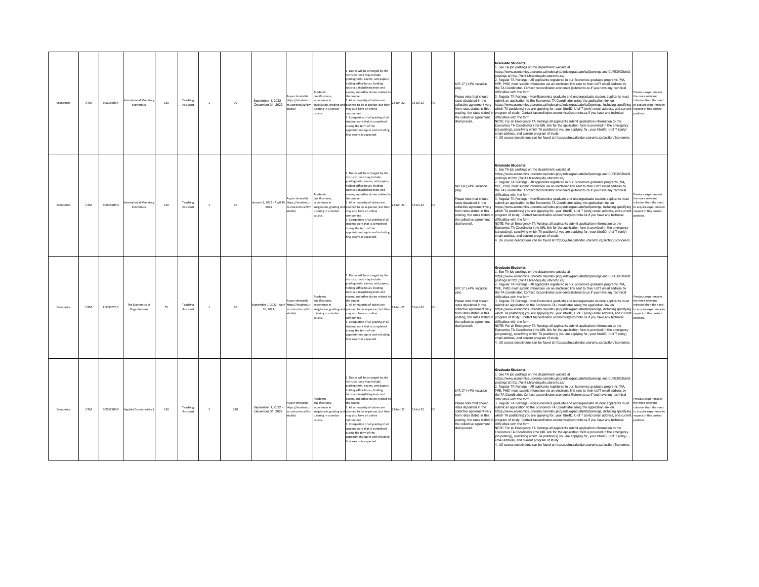| Economics | UTM | ECO365H5 F | International Monetary Economics | 120 | Teaching Assistant | 1 | 90 | September 1, 2022 - December 31, 2022 | As per timetable https://student.utm.utoronto.ca/timetable/ | Academic qualifications, experience in invigilation, grading and tutoring in a similar course. | 1. Duties will be arranged by the instructor and may include grading tests, exams, and papers, holding office hours, holding tutorials, invigilating tests and exams, and other duties related to the course. 2. All or majority of duties are planned to be in-person, but they may also have an online component. 3. Completion of all grading of all student work that is completed during the term of the appointment, up to and including final exams is expected. | 23-Jun-22 | 15-Jul-22 | no | $47.17 (+4% vacation pay) Please note that should rates stipulated in the collective agreement vary from rates stated in this posting, the rates stated in the collective agreement shall prevail. | **Graduate Students:** 1. See TA job postings on the department website at https://www.economics.utoronto.ca/index.php/index/graduate/taOpenings and CUPE3902Unit1 postings at http://unit1.hrandequity.utoronto.ca/. 2. Regular TA Postings - All applicants registered in our Economics graduate programs (MA, MFE, PHD) must submit infomation via an electronic link sent to their UofT email address by the TA Coordinator. Contact tacoordinator.economics@utoronto.ca if you have any technical difficulties with the form. 3. Regular TA Postings - Non-Economics graduate and undergraduate student applicants must submit an application to the Economics TA Coordinator using the application link on https://www.economics.utoronto.ca/index.php/index/graduate/taOpenings, including specifying which TA position(s) you are applying for, your UtorID, U of T (only) email address, and current program of study. Contact tacoordinator.economics@utoronto.ca if you have any technical difficulties with the form. NOTE: For all Emergency TA Postings all applicants submit application information to the Economics TA Coordinator (the URL link for the application form is provided in the emergency job posting), specifying which TA position(s) you are applying for, your UtorID, U of T (only) email address, and current program of study. 4. UG course descriptions can be found at https://utm.calendar.utoronto.ca/section/Economics | Previous experience is the more relevant criterion than the need to acquire experience in respect of this posted position. |
|---|---|---|---|---|---|---|---|---|---|---|---|---|---|---|---|---|---|
| Economics | UTM | ECO365H5 S | International Monetary Economics | 120 | Teaching Assistant | 1 | 90 | January 1, 2023 - April 30, 2023 | As per timetable https://student.utm.utoronto.ca/timetable/ | Academic qualifications, experience in invigilation, grading and tutoring in a similar course. | 1. Duties will be arranged by the instructor and may include grading tests, exams, and papers, holding office hours, holding tutorials, invigilating tests and exams, and other duties related to the course. 2. All or majority of duties are planned to be in-person, but they may also have an online component. 3. Completion of all grading of all student work that is completed during the term of the appointment, up to and including final exams is expected. | 23-Jun-22 | 15-Jul-22 | no | $47.64 (+4% vacation pay) Please note that should rates stipulated in the collective agreement vary from rates stated in this posting, the rates stated in the collective agreement shall prevail. | **Graduate Students:** 1. See TA job postings on the department website at https://www.economics.utoronto.ca/index.php/index/graduate/taOpenings and CUPE3902Unit1 postings at http://unit1.hrandequity.utoronto.ca/. 2. Regular TA Postings - All applicants registered in our Economics graduate programs (MA, MFE, PHD) must submit infomation via an electronic link sent to their UofT email address by the TA Coordinator. Contact tacoordinator.economics@utoronto.ca if you have any technical difficulties with the form. 3. Regular TA Postings - Non-Economics graduate and undergraduate student applicants must submit an application to the Economics TA Coordinator using the application link on https://www.economics.utoronto.ca/index.php/index/graduate/taOpenings, including specifying which TA position(s) you are applying for, your UtorID, U of T (only) email address, and current program of study. Contact tacoordinator.economics@utoronto.ca if you have any technical difficulties with the form. NOTE: For all Emergency TA Postings all applicants submit application information to the Economics TA Coordinator (the URL link for the application form is provided in the emergency job posting), specifying which TA position(s) you are applying for, your UtorID, U of T (only) email address, and current program of study. 4. UG course descriptions can be found at https://utm.calendar.utoronto.ca/section/Economics | Previous experience is the more relevant criterion than the need to acquire experience in respect of this posted position. |
| Economics | UTM | ECO370Y5 Y | The Economics of Organizations | 75 | Teaching Assistant | 1 | 90 | September 1, 2022 - April 30, 2023 | As per timetable https://student.utm.utoronto.ca/timetable/ | Academic qualifications, experience in invigilation, grading and tutoring in a similar course. | 1. Duties will be arranged by the instructor and may include grading tests, exams, and papers, holding office hours, holding tutorials, invigilating tests and exams, and other duties related to the course. 2. All or majority of duties are planned to be in-person, but they may also have an online component. 3. Completion of all grading of all student work that is completed during the term of the appointment, up to and including final exams is expected. | 23-Jun-22 | 15-Jul-22 | no | $47.17 (+4% vacation pay) Please note that should rates stipulated in the collective agreement vary from rates stated in this posting, the rates stated in the collective agreement shall prevail. | **Graduate Students:** 1. See TA job postings on the department website at https://www.economics.utoronto.ca/index.php/index/graduate/taOpenings and CUPE3902Unit1 postings at http://unit1.hrandequity.utoronto.ca/. 2. Regular TA Postings - All applicants registered in our Economics graduate programs (MA, MFE, PHD) must submit infomation via an electronic link sent to their UofT email address by the TA Coordinator. Contact tacoordinator.economics@utoronto.ca if you have any technical difficulties with the form. 3. Regular TA Postings - Non-Economics graduate and undergraduate student applicants must submit an application to the Economics TA Coordinator using the application link on https://www.economics.utoronto.ca/index.php/index/graduate/taOpenings, including specifying which TA position(s) you are applying for, your UtorID, U of T (only) email address, and current program of study. Contact tacoordinator.economics@utoronto.ca if you have any technical difficulties with the form. NOTE: For all Emergency TA Postings all applicants submit application information to the Economics TA Coordinator (the URL link for the application form is provided in the emergency job posting), specifying which TA position(s) you are applying for, your UtorID, U of T (only) email address, and current program of study. 4. UG course descriptions can be found at https://utm.calendar.utoronto.ca/section/Economics | Previous experience is the more relevant criterion than the need to acquire experience in respect of this posted position. |
| Economics | UTM | ECO375H5 F | Applied Econometrics I | 130 | Teaching Assistant | 2 | 210 | September 1, 2022 - December 31, 2022 | As per timetable https://student.utm.utoronto.ca/timetable/ | Academic qualifications, experience in invigilation, grading and tutoring in a similar course. | 1. Duties will be arranged by the instructor and may include grading tests, exams, and papers, holding office hours, holding tutorials, invigilating tests and exams, and other duties related to the course. 2. All or majority of duties are planned to be in-person, but they may also have an online component. 3. Completion of all grading of all student work that is completed during the term of the appointment, up to and including final exams is expected. | 23-Jun-22 | 15-Jul-22 | no | $47.17 (+4% vacation pay) Please note that should rates stipulated in the collective agreement vary from rates stated in this posting, the rates stated in the collective agreement shall prevail. | **Graduate Students:** 1. See TA job postings on the department website at https://www.economics.utoronto.ca/index.php/index/graduate/taOpenings and CUPE3902Unit1 postings at http://unit1.hrandequity.utoronto.ca/. 2. Regular TA Postings - All applicants registered in our Economics graduate programs (MA, MFE, PHD) must submit infomation via an electronic link sent to their UofT email address by the TA Coordinator. Contact tacoordinator.economics@utoronto.ca if you have any technical difficulties with the form. 3. Regular TA Postings - Non-Economics graduate and undergraduate student applicants must submit an application to the Economics TA Coordinator using the application link on https://www.economics.utoronto.ca/index.php/index/graduate/taOpenings, including specifying which TA position(s) you are applying for, your UtorID, U of T (only) email address, and current program of study. Contact tacoordinator.economics@utoronto.ca if you have any technical difficulties with the form. NOTE: For all Emergency TA Postings all applicants submit application information to the Economics TA Coordinator (the URL link for the application form is provided in the emergency job posting), specifying which TA position(s) you are applying for, your UtorID, U of T (only) email address, and current program of study. 4. UG course descriptions can be found at https://utm.calendar.utoronto.ca/section/Economics | Previous experience is the more relevant criterion than the need to acquire experience in respect of this posted position. |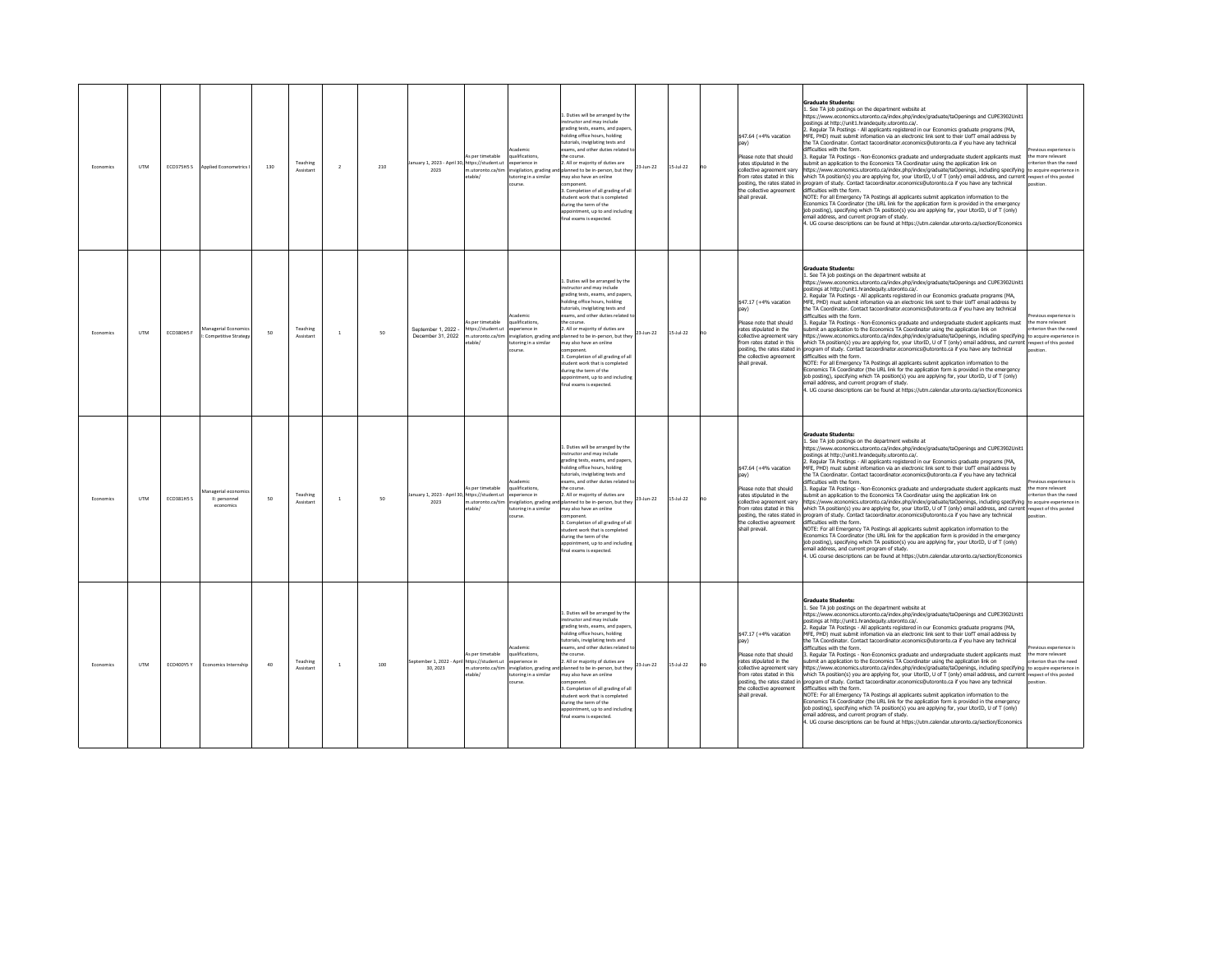| Economics | UTM | ECO375H5 S | Applied Econometrics I | 130 | Teaching Assistant | 2 | 210 | January 1, 2023 - April 30, 2023 | As per timetable https://student.utm.utoronto.ca/timetable/ | Academic qualifications, experience in invigilation, grading and tutoring in a similar course. | 1. Duties will be arranged by the instructor and may include grading tests, exams, and papers, holding office hours, holding tutorials, invigilating tests and exams, and other duties related to the course.<br>2. All or majority of duties are planned to be in-person, but they may also have an online component.<br>3. Completion of all grading of all student work that is completed during the term of the appointment, up to and including final exams is expected. | 23-Jun-22 | 15-Jul-22 | no | $47.64 (+4% vacation pay)<br><br>Please note that should rates stipulated in the collective agreement vary from rates stated in this posting, the rates stated in the collective agreement shall prevail. | **Graduate Students:**<br>1. See TA job postings on the department website at https://www.economics.utoronto.ca/index.php/index/graduate/taOpenings and CUPE3902Unit1 postings at http://unit1.hrandequity.utoronto.ca/.<br>2. Regular TA Postings - All applicants registered in our Economics graduate programs (MA, MFE, PHD) must submit infomation via an electronic link sent to their UofT email address by the TA Coordinator. Contact tacoordinator.economics@utoronto.ca if you have any technical difficulties with the form.<br>3. Regular TA Postings - Non-Economics graduate and undergraduate student applicants must submit an application to the Economics TA Coordinator using the application link on https://www.economics.utoronto.ca/index.php/index/graduate/taOpenings, including specifying which TA position(s) you are applying for, your UtorID, U of T (only) email address, and current program of study. Contact tacoordinator.economics@utoronto.ca if you have any technical difficulties with the form.<br>NOTE: For all Emergency TA Postings all applicants submit application information to the Economics TA Coordinator (the URL link for the application form is provided in the emergency job posting), specifying which TA position(s) you are applying for, your UtorID, U of T (only) email address, and current program of study.<br>4. UG course descriptions can be found at https://utm.calendar.utoronto.ca/section/Economics | Previous experience is the more relevant criterion than the need to acquire experience in respect of this posted position. |
|---|---|---|---|---|---|---|---|---|---|---|---|---|---|---|---|---|---|
| Economics | UTM | ECO380H5 F | Managerial Economics I: Competitive Strategy | 50 | Teaching Assistant | 1 | 50 | September 1, 2022 - December 31, 2022 | As per timetable https://student.utm.utoronto.ca/timetable/ | Academic qualifications, experience in invigilation, grading and tutoring in a similar course. | 1. Duties will be arranged by the instructor and may include grading tests, exams, and papers, holding office hours, holding tutorials, invigilating tests and exams, and other duties related to the course.<br>2. All or majority of duties are planned to be in-person, but they may also have an online component.<br>3. Completion of all grading of all student work that is completed during the term of the appointment, up to and including final exams is expected. | 23-Jun-22 | 15-Jul-22 | no | $47.17 (+4% vacation pay)<br><br>Please note that should rates stipulated in the collective agreement vary from rates stated in this posting, the rates stated in the collective agreement shall prevail. | **Graduate Students:**<br>1. See TA job postings on the department website at https://www.economics.utoronto.ca/index.php/index/graduate/taOpenings and CUPE3902Unit1 postings at http://unit1.hrandequity.utoronto.ca/.<br>2. Regular TA Postings - All applicants registered in our Economics graduate programs (MA, MFE, PHD) must submit infomation via an electronic link sent to their UofT email address by the TA Coordinator. Contact tacoordinator.economics@utoronto.ca if you have any technical difficulties with the form.<br>3. Regular TA Postings - Non-Economics graduate and undergraduate student applicants must submit an application to the Economics TA Coordinator using the application link on https://www.economics.utoronto.ca/index.php/index/graduate/taOpenings, including specifying which TA position(s) you are applying for, your UtorID, U of T (only) email address, and current program of study. Contact tacoordinator.economics@utoronto.ca if you have any technical difficulties with the form.<br>NOTE: For all Emergency TA Postings all applicants submit application information to the Economics TA Coordinator (the URL link for the application form is provided in the emergency job posting), specifying which TA position(s) you are applying for, your UtorID, U of T (only) email address, and current program of study.<br>4. UG course descriptions can be found at https://utm.calendar.utoronto.ca/section/Economics | Previous experience is the more relevant criterion than the need to acquire experience in respect of this posted position. |
| Economics | UTM | ECO381H5 S | Managerial economics II: personnel economics | 50 | Teaching Assistant | 1 | 50 | January 1, 2023 - April 30, 2023 | As per timetable https://student.utm.utoronto.ca/timetable/ | Academic qualifications, experience in invigilation, grading and tutoring in a similar course. | 1. Duties will be arranged by the instructor and may include grading tests, exams, and papers, holding office hours, holding tutorials, invigilating tests and exams, and other duties related to the course.<br>2. All or majority of duties are planned to be in-person, but they may also have an online component.<br>3. Completion of all grading of all student work that is completed during the term of the appointment, up to and including final exams is expected. | 23-Jun-22 | 15-Jul-22 | no | $47.64 (+4% vacation pay)<br><br>Please note that should rates stipulated in the collective agreement vary from rates stated in this posting, the rates stated in the collective agreement shall prevail. | **Graduate Students:**<br>1. See TA job postings on the department website at https://www.economics.utoronto.ca/index.php/index/graduate/taOpenings and CUPE3902Unit1 postings at http://unit1.hrandequity.utoronto.ca/.<br>2. Regular TA Postings - All applicants registered in our Economics graduate programs (MA, MFE, PHD) must submit infomation via an electronic link sent to their UofT email address by the TA Coordinator. Contact tacoordinator.economics@utoronto.ca if you have any technical difficulties with the form.<br>3. Regular TA Postings - Non-Economics graduate and undergraduate student applicants must submit an application to the Economics TA Coordinator using the application link on https://www.economics.utoronto.ca/index.php/index/graduate/taOpenings, including specifying which TA position(s) you are applying for, your UtorID, U of T (only) email address, and current program of study. Contact tacoordinator.economics@utoronto.ca if you have any technical difficulties with the form.<br>NOTE: For all Emergency TA Postings all applicants submit application information to the Economics TA Coordinator (the URL link for the application form is provided in the emergency job posting), specifying which TA position(s) you are applying for, your UtorID, U of T (only) email address, and current program of study.<br>4. UG course descriptions can be found at https://utm.calendar.utoronto.ca/section/Economics | Previous experience is the more relevant criterion than the need to acquire experience in respect of this posted position. |
| Economics | UTM | ECO400Y5 Y | Economics Internship | 40 | Teaching Assistant | 1 | 100 | September 1, 2022 - April 30, 2023 | As per timetable https://student.utm.utoronto.ca/timetable/ | Academic qualifications, experience in invigilation, grading and tutoring in a similar course. | 1. Duties will be arranged by the instructor and may include grading tests, exams, and papers, holding office hours, holding tutorials, invigilating tests and exams, and other duties related to the course.<br>2. All or majority of duties are planned to be in-person, but they may also have an online component.<br>3. Completion of all grading of all student work that is completed during the term of the appointment, up to and including final exams is expected. | 23-Jun-22 | 15-Jul-22 | no | $47.17 (+4% vacation pay)<br><br>Please note that should rates stipulated in the collective agreement vary from rates stated in this posting, the rates stated in the collective agreement shall prevail. | **Graduate Students:**<br>1. See TA job postings on the department website at https://www.economics.utoronto.ca/index.php/index/graduate/taOpenings and CUPE3902Unit1 postings at http://unit1.hrandequity.utoronto.ca/.<br>2. Regular TA Postings - All applicants registered in our Economics graduate programs (MA, MFE, PHD) must submit infomation via an electronic link sent to their UofT email address by the TA Coordinator. Contact tacoordinator.economics@utoronto.ca if you have any technical difficulties with the form.<br>3. Regular TA Postings - Non-Economics graduate and undergraduate student applicants must submit an application to the Economics TA Coordinator using the application link on https://www.economics.utoronto.ca/index.php/index/graduate/taOpenings, including specifying which TA position(s) you are applying for, your UtorID, U of T (only) email address, and current program of study. Contact tacoordinator.economics@utoronto.ca if you have any technical difficulties with the form.<br>NOTE: For all Emergency TA Postings all applicants submit application information to the Economics TA Coordinator (the URL link for the application form is provided in the emergency job posting), specifying which TA position(s) you are applying for, your UtorID, U of T (only) email address, and current program of study.<br>4. UG course descriptions can be found at https://utm.calendar.utoronto.ca/section/Economics | Previous experience is the more relevant criterion than the need to acquire experience in respect of this posted position. |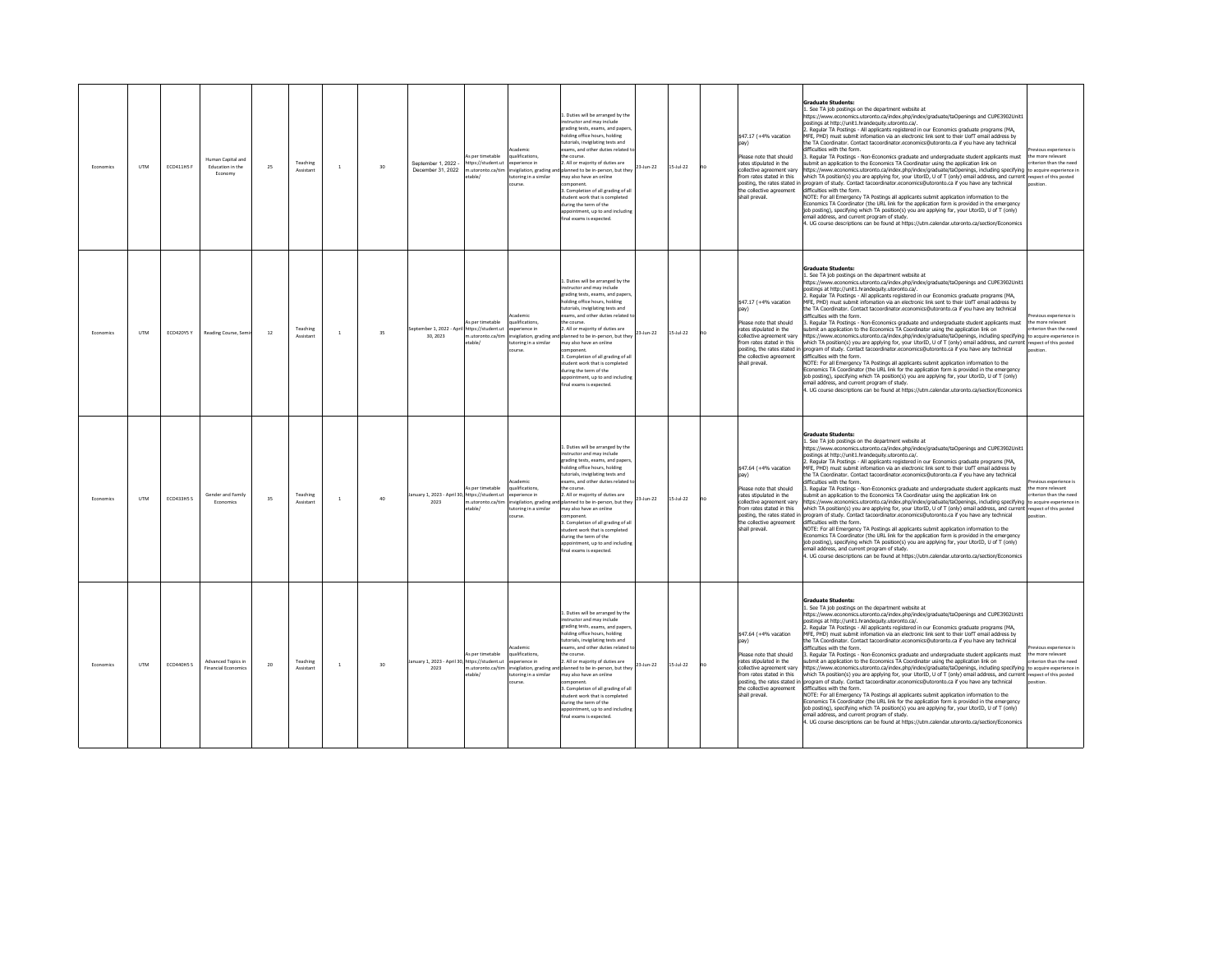| Economics | UTM | ECO411H5 F | Human Capital and Education in the Economy | 25 | Teaching Assistant | 1 | 30 | September 1, 2022 - December 31, 2022 | As per timetable https://student.utm.utoronto.ca/timetable/ | Academic qualifications, experience in invigilation, grading and tutoring in a similar course. | 1. Duties will be arranged by the instructor and may include grading tests, exams, and papers, holding office hours, holding tutorials, invigilating tests and exams, and other duties related to the course.<br>2. All or majority of duties are planned to be in-person, but they may also have an online component.<br>3. Completion of all grading of all student work that is completed during the term of the appointment, up to and including final exams is expected. | 23-Jun-22 | 15-Jul-22 | no | $47.17 (+4% vacation pay)<br><br>Please note that should rates stipulated in the collective agreement vary from rates stated in this posting, the rates stated in the collective agreement shall prevail. | **Graduate Students:**<br>1. See TA job postings on the department website at https://www.economics.utoronto.ca/index.php/index/graduate/taOpenings and CUPE3902Unit1 postings at http://unit1.hrandequity.utoronto.ca/.<br>2. Regular TA Postings - All applicants registered in our Economics graduate programs (MA, MFE, PHD) must submit infomation via an electronic link sent to their UofT email address by the TA Coordinator. Contact tacoordinator.economics@utoronto.ca if you have any technical difficulties with the form.<br>3. Regular TA Postings - Non-Economics graduate and undergraduate student applicants must submit an application to the Economics TA Coordinator using the application link on https://www.economics.utoronto.ca/index.php/index/graduate/taOpenings, including specifying which TA position(s) you are applying for, your UtorID, U of T (only) email address, and current program of study. Contact tacoordinator.economics@utoronto.ca if you have any technical difficulties with the form.<br>NOTE: For all Emergency TA Postings all applicants submit application information to the Economics TA Coordinator (the URL link for the application form is provided in the emergency job posting), specifying which TA position(s) you are applying for, your UtorID, U of T (only) email address, and current program of study.<br>4. UG course descriptions can be found at https://utm.calendar.utoronto.ca/section/Economics | Previous experience is the more relevant criterion than the need to acquire experience in respect of this posted position. |
|---|---|---|---|---|---|---|---|---|---|---|---|---|---|---|---|---|---|
| Economics | UTM | ECO420Y5 Y | Reading Course, Semin | 12 | Teaching Assistant | 1 | 35 | September 1, 2022 - April 30, 2023 | As per timetable https://student.utm.utoronto.ca/timetable/ | Academic qualifications, experience in invigilation, grading and tutoring in a similar course. | 1. Duties will be arranged by the instructor and may include grading tests, exams, and papers, holding office hours, holding tutorials, invigilating tests and exams, and other duties related to the course.<br>2. All or majority of duties are planned to be in-person, but they may also have an online component.<br>3. Completion of all grading of all student work that is completed during the term of the appointment, up to and including final exams is expected. | 23-Jun-22 | 15-Jul-22 | no | $47.17 (+4% vacation pay)<br><br>Please note that should rates stipulated in the collective agreement vary from rates stated in this posting, the rates stated in the collective agreement shall prevail. | **Graduate Students:**<br>1. See TA job postings on the department website at https://www.economics.utoronto.ca/index.php/index/graduate/taOpenings and CUPE3902Unit1 postings at http://unit1.hrandequity.utoronto.ca/.<br>2. Regular TA Postings - All applicants registered in our Economics graduate programs (MA, MFE, PHD) must submit infomation via an electronic link sent to their UofT email address by the TA Coordinator. Contact tacoordinator.economics@utoronto.ca if you have any technical difficulties with the form.<br>3. Regular TA Postings - Non-Economics graduate and undergraduate student applicants must submit an application to the Economics TA Coordinator using the application link on https://www.economics.utoronto.ca/index.php/index/graduate/taOpenings, including specifying which TA position(s) you are applying for, your UtorID, U of T (only) email address, and current program of study. Contact tacoordinator.economics@utoronto.ca if you have any technical difficulties with the form.<br>NOTE: For all Emergency TA Postings all applicants submit application information to the Economics TA Coordinator (the URL link for the application form is provided in the emergency job posting), specifying which TA position(s) you are applying for, your UtorID, U of T (only) email address, and current program of study.<br>4. UG course descriptions can be found at https://utm.calendar.utoronto.ca/section/Economics | Previous experience is the more relevant criterion than the need to acquire experience in respect of this posted position. |
| Economics | UTM | ECO433H5 S | Gender and Family Economics | 35 | Teaching Assistant | 1 | 40 | January 1, 2023 - April 30, 2023 | As per timetable https://student.utm.utoronto.ca/timetable/ | Academic qualifications, experience in invigilation, grading and tutoring in a similar course. | 1. Duties will be arranged by the instructor and may include grading tests, exams, and papers, holding office hours, holding tutorials, invigilating tests and exams, and other duties related to the course.<br>2. All or majority of duties are planned to be in-person, but they may also have an online component.<br>3. Completion of all grading of all student work that is completed during the term of the appointment, up to and including final exams is expected. | 23-Jun-22 | 15-Jul-22 | no | $47.64 (+4% vacation pay)<br><br>Please note that should rates stipulated in the collective agreement vary from rates stated in this posting, the rates stated in the collective agreement shall prevail. | **Graduate Students:**<br>1. See TA job postings on the department website at https://www.economics.utoronto.ca/index.php/index/graduate/taOpenings and CUPE3902Unit1 postings at http://unit1.hrandequity.utoronto.ca/.<br>2. Regular TA Postings - All applicants registered in our Economics graduate programs (MA, MFE, PHD) must submit infomation via an electronic link sent to their UofT email address by the TA Coordinator. Contact tacoordinator.economics@utoronto.ca if you have any technical difficulties with the form.<br>3. Regular TA Postings - Non-Economics graduate and undergraduate student applicants must submit an application to the Economics TA Coordinator using the application link on https://www.economics.utoronto.ca/index.php/index/graduate/taOpenings, including specifying which TA position(s) you are applying for, your UtorID, U of T (only) email address, and current program of study. Contact tacoordinator.economics@utoronto.ca if you have any technical difficulties with the form.<br>NOTE: For all Emergency TA Postings all applicants submit application information to the Economics TA Coordinator (the URL link for the application form is provided in the emergency job posting), specifying which TA position(s) you are applying for, your UtorID, U of T (only) email address, and current program of study.<br>4. UG course descriptions can be found at https://utm.calendar.utoronto.ca/section/Economics | Previous experience is the more relevant criterion than the need to acquire experience in respect of this posted position. |
| Economics | UTM | ECO440H5 S | Advanced Topics in Financial Economics | 20 | Teaching Assistant | 1 | 30 | January 1, 2023 - April 30, 2023 | As per timetable https://student.utm.utoronto.ca/timetable/ | Academic qualifications, experience in invigilation, grading and tutoring in a similar course. | 1. Duties will be arranged by the instructor and may include grading tests, exams, and papers, holding office hours, holding tutorials, invigilating tests and exams, and other duties related to the course.<br>2. All or majority of duties are planned to be in-person, but they may also have an online component.<br>3. Completion of all grading of all student work that is completed during the term of the appointment, up to and including final exams is expected. | 23-Jun-22 | 15-Jul-22 | no | $47.64 (+4% vacation pay)<br><br>Please note that should rates stipulated in the collective agreement vary from rates stated in this posting, the rates stated in the collective agreement shall prevail. | **Graduate Students:**<br>1. See TA job postings on the department website at https://www.economics.utoronto.ca/index.php/index/graduate/taOpenings and CUPE3902Unit1 postings at http://unit1.hrandequity.utoronto.ca/.<br>2. Regular TA Postings - All applicants registered in our Economics graduate programs (MA, MFE, PHD) must submit infomation via an electronic link sent to their UofT email address by the TA Coordinator. Contact tacoordinator.economics@utoronto.ca if you have any technical difficulties with the form.<br>3. Regular TA Postings - Non-Economics graduate and undergraduate student applicants must submit an application to the Economics TA Coordinator using the application link on https://www.economics.utoronto.ca/index.php/index/graduate/taOpenings, including specifying which TA position(s) you are applying for, your UtorID, U of T (only) email address, and current program of study. Contact tacoordinator.economics@utoronto.ca if you have any technical difficulties with the form.<br>NOTE: For all Emergency TA Postings all applicants submit application information to the Economics TA Coordinator (the URL link for the application form is provided in the emergency job posting), specifying which TA position(s) you are applying for, your UtorID, U of T (only) email address, and current program of study.<br>4. UG course descriptions can be found at https://utm.calendar.utoronto.ca/section/Economics | Previous experience is the more relevant criterion than the need to acquire experience in respect of this posted position. |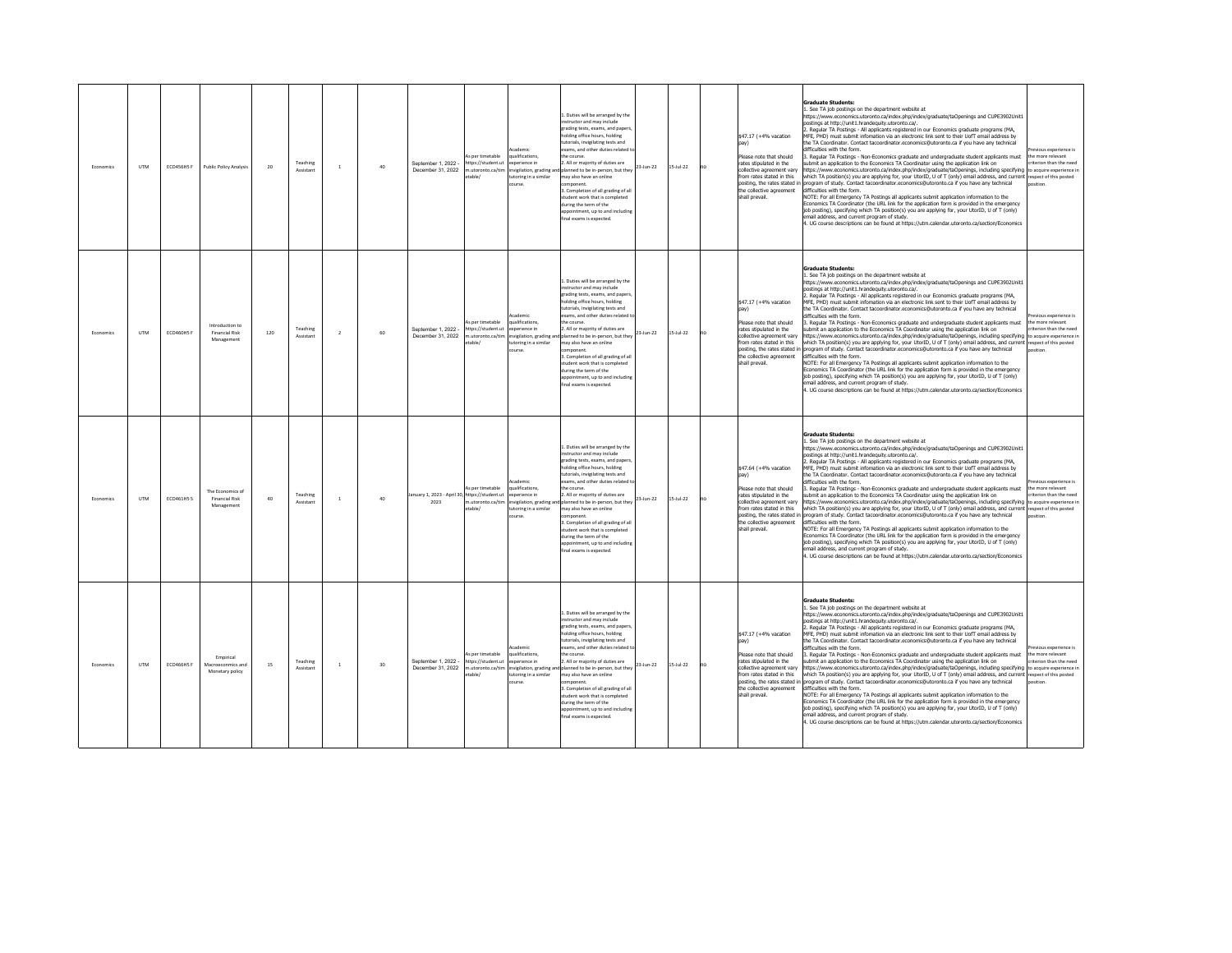| Economics | UTM | ECO456H5 F | Public Policy Analysis | 20 | Teaching Assistant | 1 | 40 | September 1, 2022 - December 31, 2022 | As per timetable https://student.utm.utoronto.ca/timetable/ | Academic qualifications, experience in invigilation, grading and tutoring in a similar course. | 1. Duties will be arranged by the instructor and may include grading tests, exams, and papers, holding office hours, holding tutorials, invigilating tests and exams, and other duties related to the course.<br>2. All or majority of duties are planned to be in-person, but they may also have an online component.<br>3. Completion of all grading of all student work that is completed during the term of the appointment, up to and including final exams is expected. | 23-Jun-22 | 15-Jul-22 | no | $47.17 (+4% vacation pay)<br><br>Please note that should rates stipulated in the collective agreement vary from rates stated in this posting, the rates stated in the collective agreement shall prevail. | **Graduate Students:**<br>1. See TA job postings on the department website at https://www.economics.utoronto.ca/index.php/index/graduate/taOpenings and CUPE3902Unit1 postings at http://unit1.hrandequity.utoronto.ca/.<br>2. Regular TA Postings - All applicants registered in our Economics graduate programs (MA, MFE, PHD) must submit infomation via an electronic link sent to their UofT email address by the TA Coordinator. Contact tacoordinator.economics@utoronto.ca if you have any technical difficulties with the form.<br>3. Regular TA Postings - Non-Economics graduate and undergraduate student applicants must submit an application to the Economics TA Coordinator using the application link on https://www.economics.utoronto.ca/index.php/index/graduate/taOpenings, including specifying which TA position(s) you are applying for, your UtorID, U of T (only) email address, and current program of study. Contact tacoordinator.economics@utoronto.ca if you have any technical difficulties with the form.<br>NOTE: For all Emergency TA Postings all applicants submit application information to the Economics TA Coordinator (the URL link for the application form is provided in the emergency job posting), specifying which TA position(s) you are applying for, your UtorID, U of T (only) email address, and current program of study.<br>4. UG course descriptions can be found at https://utm.calendar.utoronto.ca/section/Economics | Previous experience is the more relevant criterion than the need to acquire experience in respect of this posted position. |
|---|---|---|---|---|---|---|---|---|---|---|---|---|---|---|---|---|---|
| Economics | UTM | ECO460H5 F | Introduction to Financial Risk Management | 120 | Teaching Assistant | 2 | 60 | September 1, 2022 - December 31, 2022 | As per timetable https://student.utm.utoronto.ca/timetable/ | Academic qualifications, experience in invigilation, grading and tutoring in a similar course. | 1. Duties will be arranged by the instructor and may include grading tests, exams, and papers, holding office hours, holding tutorials, invigilating tests and exams, and other duties related to the course.<br>2. All or majority of duties are planned to be in-person, but they may also have an online component.<br>3. Completion of all grading of all student work that is completed during the term of the appointment, up to and including final exams is expected. | 23-Jun-22 | 15-Jul-22 | no | $47.17 (+4% vacation pay)<br><br>Please note that should rates stipulated in the collective agreement vary from rates stated in this posting, the rates stated in the collective agreement shall prevail. | **Graduate Students:**<br>1. See TA job postings on the department website at https://www.economics.utoronto.ca/index.php/index/graduate/taOpenings and CUPE3902Unit1 postings at http://unit1.hrandequity.utoronto.ca/.<br>2. Regular TA Postings - All applicants registered in our Economics graduate programs (MA, MFE, PHD) must submit infomation via an electronic link sent to their UofT email address by the TA Coordinator. Contact tacoordinator.economics@utoronto.ca if you have any technical difficulties with the form.<br>3. Regular TA Postings - Non-Economics graduate and undergraduate student applicants must submit an application to the Economics TA Coordinator using the application link on https://www.economics.utoronto.ca/index.php/index/graduate/taOpenings, including specifying which TA position(s) you are applying for, your UtorID, U of T (only) email address, and current program of study. Contact tacoordinator.economics@utoronto.ca if you have any technical difficulties with the form.<br>NOTE: For all Emergency TA Postings all applicants submit application information to the Economics TA Coordinator (the URL link for the application form is provided in the emergency job posting), specifying which TA position(s) you are applying for, your UtorID, U of T (only) email address, and current program of study.<br>4. UG course descriptions can be found at https://utm.calendar.utoronto.ca/section/Economics | Previous experience is the more relevant criterion than the need to acquire experience in respect of this posted position. |
| Economics | UTM | ECO461H5 S | The Economics of Financial Risk Management | 40 | Teaching Assistant | 1 | 40 | January 1, 2023 - April 30, 2023 | As per timetable https://student.utm.utoronto.ca/timetable/ | Academic qualifications, experience in invigilation, grading and tutoring in a similar course. | 1. Duties will be arranged by the instructor and may include grading tests, exams, and papers, holding office hours, holding tutorials, invigilating tests and exams, and other duties related to the course.<br>2. All or majority of duties are planned to be in-person, but they may also have an online component.<br>3. Completion of all grading of all student work that is completed during the term of the appointment, up to and including final exams is expected. | 23-Jun-22 | 15-Jul-22 | no | $47.64 (+4% vacation pay)<br><br>Please note that should rates stipulated in the collective agreement vary from rates stated in this posting, the rates stated in the collective agreement shall prevail. | **Graduate Students:**<br>1. See TA job postings on the department website at https://www.economics.utoronto.ca/index.php/index/graduate/taOpenings and CUPE3902Unit1 postings at http://unit1.hrandequity.utoronto.ca/.<br>2. Regular TA Postings - All applicants registered in our Economics graduate programs (MA, MFE, PHD) must submit infomation via an electronic link sent to their UofT email address by the TA Coordinator. Contact tacoordinator.economics@utoronto.ca if you have any technical difficulties with the form.<br>3. Regular TA Postings - Non-Economics graduate and undergraduate student applicants must submit an application to the Economics TA Coordinator using the application link on https://www.economics.utoronto.ca/index.php/index/graduate/taOpenings, including specifying which TA position(s) you are applying for, your UtorID, U of T (only) email address, and current program of study. Contact tacoordinator.economics@utoronto.ca if you have any technical difficulties with the form.<br>NOTE: For all Emergency TA Postings all applicants submit application information to the Economics TA Coordinator (the URL link for the application form is provided in the emergency job posting), specifying which TA position(s) you are applying for, your UtorID, U of T (only) email address, and current program of study.<br>4. UG course descriptions can be found at https://utm.calendar.utoronto.ca/section/Economics | Previous experience is the more relevant criterion than the need to acquire experience in respect of this posted position. |
| Economics | UTM | ECO466H5 F | Empirical Macroeconomics and Monetary policy | 15 | Teaching Assistant | 1 | 30 | September 1, 2022 - December 31, 2022 | As per timetable https://student.utm.utoronto.ca/timetable/ | Academic qualifications, experience in invigilation, grading and tutoring in a similar course. | 1. Duties will be arranged by the instructor and may include grading tests, exams, and papers, holding office hours, holding tutorials, invigilating tests and exams, and other duties related to the course.<br>2. All or majority of duties are planned to be in-person, but they may also have an online component.<br>3. Completion of all grading of all student work that is completed during the term of the appointment, up to and including final exams is expected. | 23-Jun-22 | 15-Jul-22 | no | $47.17 (+4% vacation pay)<br><br>Please note that should rates stipulated in the collective agreement vary from rates stated in this posting, the rates stated in the collective agreement shall prevail. | **Graduate Students:**<br>1. See TA job postings on the department website at https://www.economics.utoronto.ca/index.php/index/graduate/taOpenings and CUPE3902Unit1 postings at http://unit1.hrandequity.utoronto.ca/.<br>2. Regular TA Postings - All applicants registered in our Economics graduate programs (MA, MFE, PHD) must submit infomation via an electronic link sent to their UofT email address by the TA Coordinator. Contact tacoordinator.economics@utoronto.ca if you have any technical difficulties with the form.<br>3. Regular TA Postings - Non-Economics graduate and undergraduate student applicants must submit an application to the Economics TA Coordinator using the application link on https://www.economics.utoronto.ca/index.php/index/graduate/taOpenings, including specifying which TA position(s) you are applying for, your UtorID, U of T (only) email address, and current program of study. Contact tacoordinator.economics@utoronto.ca if you have any technical difficulties with the form.<br>NOTE: For all Emergency TA Postings all applicants submit application information to the Economics TA Coordinator (the URL link for the application form is provided in the emergency job posting), specifying which TA position(s) you are applying for, your UtorID, U of T (only) email address, and current program of study.<br>4. UG course descriptions can be found at https://utm.calendar.utoronto.ca/section/Economics | Previous experience is the more relevant criterion than the need to acquire experience in respect of this posted position. |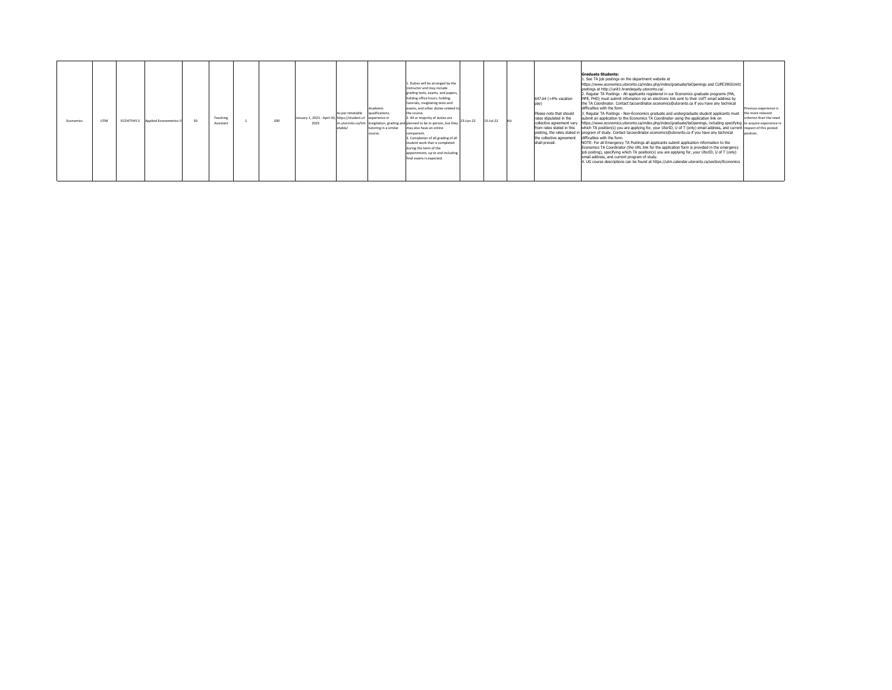| | | | | | | | | | | | | | | | | | |
|---|---|---|---|---|---|---|---|---|---|---|---|---|---|---|---|---|---|
| Economics | UTM | ECO475H5 S | Applied Econometrics II | 50 | Teaching Assistant | 1 | 200 | January 1, 2023 - April 30, 2023 | As per timetable https://student.utm.utoronto.ca/timetable/ | Academic qualifications, experience in invigilation, grading and tutoring in a similar course. | 1. Duties will be arranged by the instructor and may include grading tests, exams, and papers, holding office hours, holding tutorials, invigilating tests and exams, and other duties related to the course.<br>2. All or majority of duties are planned to be in-person, but they may also have an online component.<br>3. Completion of all grading of all student work that is completed during the term of the appointment, up to and including final exams is expected. | 23-Jun-22 | 15-Jul-22 | no | $47.64 (+4% vacation pay)<br><br>Please note that should rates stipulated in the collective agreement vary from rates stated in this posting, the rates stated in the collective agreement shall prevail. | **Graduate Students:**<br>1. See TA job postings on the department website at https://www.economics.utoronto.ca/index.php/index/graduate/taOpenings and CUPE3902Unit1 postings at http://unit1.hrandequity.utoronto.ca/.<br>2. Regular TA Postings - All applicants registered in our Economics graduate programs (MA, MFE, PHD) must submit infomation via an electronic link sent to their UofT email address by the TA Coordinator. Contact tacoordinator.economics@utoronto.ca if you have any technical difficulties with the form.<br>3. Regular TA Postings - Non-Economics graduate and undergraduate student applicants must submit an application to the Economics TA Coordinator using the application link on https://www.economics.utoronto.ca/index.php/index/graduate/taOpenings, including specifying which TA position(s) you are applying for, your UtorID, U of T (only) email address, and current program of study. Contact tacoordinator.economics@utoronto.ca if you have any technical difficulties with the form.<br>NOTE: For all Emergency TA Postings all applicants submit application information to the Economics TA Coordinator (the URL link for the application form is provided in the emergency job posting), specifying which TA position(s) you are applying for, your UtorID, U of T (only) email address, and current program of study.<br>4. UG course descriptions can be found at https://utm.calendar.utoronto.ca/section/Economics | Previous experience is the more relevant criterion than the need to acquire experience in respect of this posted position. |